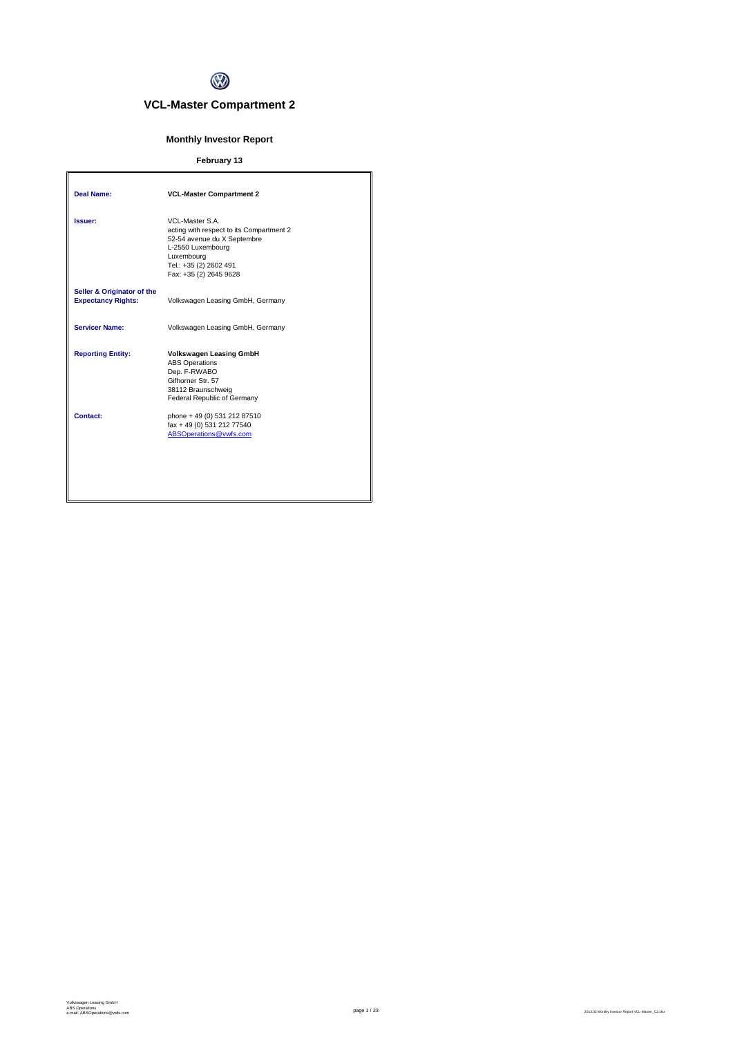# VCL-Master Compartment 2

## Monthly Investor Report

### February 13

| | |
|---|---|
| **Deal Name:** | **VCL-Master Compartment 2** |
| **Issuer:** | VCL-Master S.A.<br>acting with respect to its Compartment 2<br>52-54 avenue du X Septembre<br>L-2550 Luxembourg<br>Luxembourg<br>Tel.: +35 (2) 2602 491<br>Fax: +35 (2) 2645 9628 |
| **Seller & Originator of the Expectancy Rights:** | Volkswagen Leasing GmbH, Germany |
| **Servicer Name:** | Volkswagen Leasing GmbH, Germany |
| **Reporting Entity:** | **Volkswagen Leasing GmbH**<br>ABS Operations<br>Dep. F-RWABO<br>Gifhorner Str. 57<br>38112 Braunschweig<br>Federal Republic of Germany |
| **Contact:** | phone + 49 (0) 531 212 87510<br>fax + 49 (0) 531 212 77540<br>ABSOperations@vwfs.com |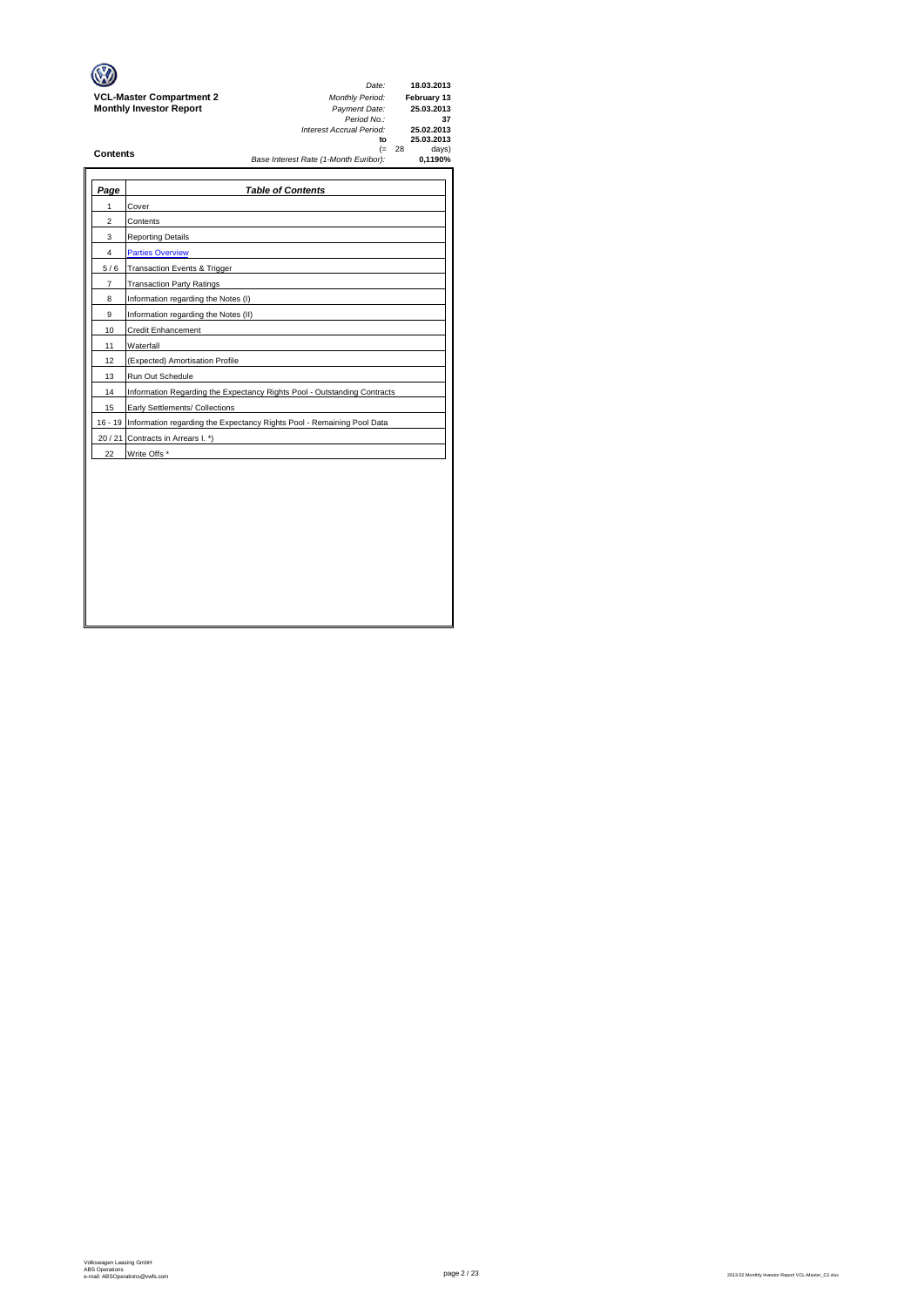**VCL-Master Compartment 2**
**Monthly Investor Report**

| | |
|---|---|
| *Date:* | **18.03.2013** |
| *Monthly Period:* | **February 13** |
| *Payment Date:* | **25.03.2013** |
| *Period No.:* | **37** |
| *Interest Accrual Period:* | **25.02.2013** |
| **to** | **25.03.2013** |
| (= 28 | days) |
| *Base Interest Rate (1-Month Euribor):* | **0,1190%** |

## Contents

| *Page* | *Table of Contents* |
|---|---|
| 1 | Cover |
| 2 | Contents |
| 3 | Reporting Details |
| 4 | Parties Overview |
| 5 / 6 | Transaction Events & Trigger |
| 7 | Transaction Party Ratings |
| 8 | Information regarding the Notes (I) |
| 9 | Information regarding the Notes (II) |
| 10 | Credit Enhancement |
| 11 | Waterfall |
| 12 | (Expected) Amortisation Profile |
| 13 | Run Out Schedule |
| 14 | Information Regarding the Expectancy Rights Pool - Outstanding Contracts |
| 15 | Early Settlements/ Collections |
| 16 - 19 | Information regarding the Expectancy Rights Pool - Remaining Pool Data |
| 20 / 21 | Contracts in Arrears I. *) |
| 22 | Write Offs * |

Volkswagen Leasing GmbH
ABS Operations
e-mail: ABSOperations@vwfs.com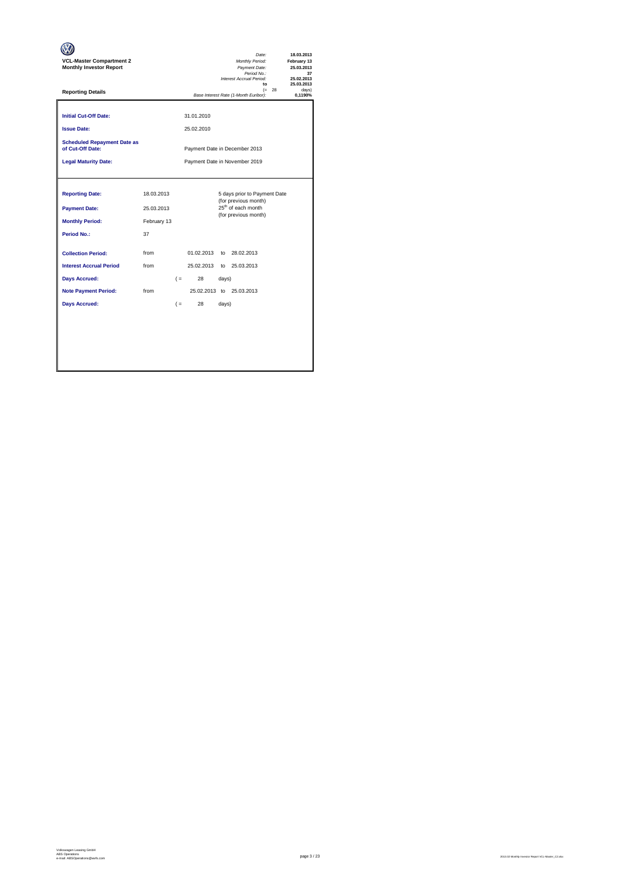**VCL-Master Compartment 2**
**Monthly Investor Report**

| | |
|---|---|
| *Date:* | **18.03.2013** |
| *Monthly Period:* | **February 13** |
| *Payment Date:* | **25.03.2013** |
| *Period No.:* | **37** |
| *Interest Accrual Period:* | **25.02.2013** |
| **to** | **25.03.2013** |
| (= 28 | days) |
| *Base Interest Rate (1-Month Euribor):* | **0,1190%** |

**Reporting Details**

| | |
|---|---|
| **Initial Cut-Off Date:** | 31.01.2010 |
| **Issue Date:** | 25.02.2010 |
| **Scheduled Repayment Date as of Cut-Off Date:** | Payment Date in December 2013 |
| **Legal Maturity Date:** | Payment Date in November 2019 |

| | | | | |
|---|---|---|---|---|
| **Reporting Date:** | 18.03.2013 | | | 5 days prior to Payment Date (for previous month) |
| **Payment Date:** | 25.03.2013 | | | 25th of each month (for previous month) |
| **Monthly Period:** | February 13 | | | |
| **Period No.:** | 37 | | | |
| **Collection Period:** | from | 01.02.2013 | to | 28.02.2013 |
| **Interest Accrual Period** | from | 25.02.2013 | to | 25.03.2013 |
| **Days Accrued:** | | ( = | 28 | days) |
| **Note Payment Period:** | from | 25.02.2013 | to | 25.03.2013 |
| **Days Accrued:** | | ( = | 28 | days) |

Volkswagen Leasing GmbH
ABS Operations
e-mail: ABSOperations@vwfs.com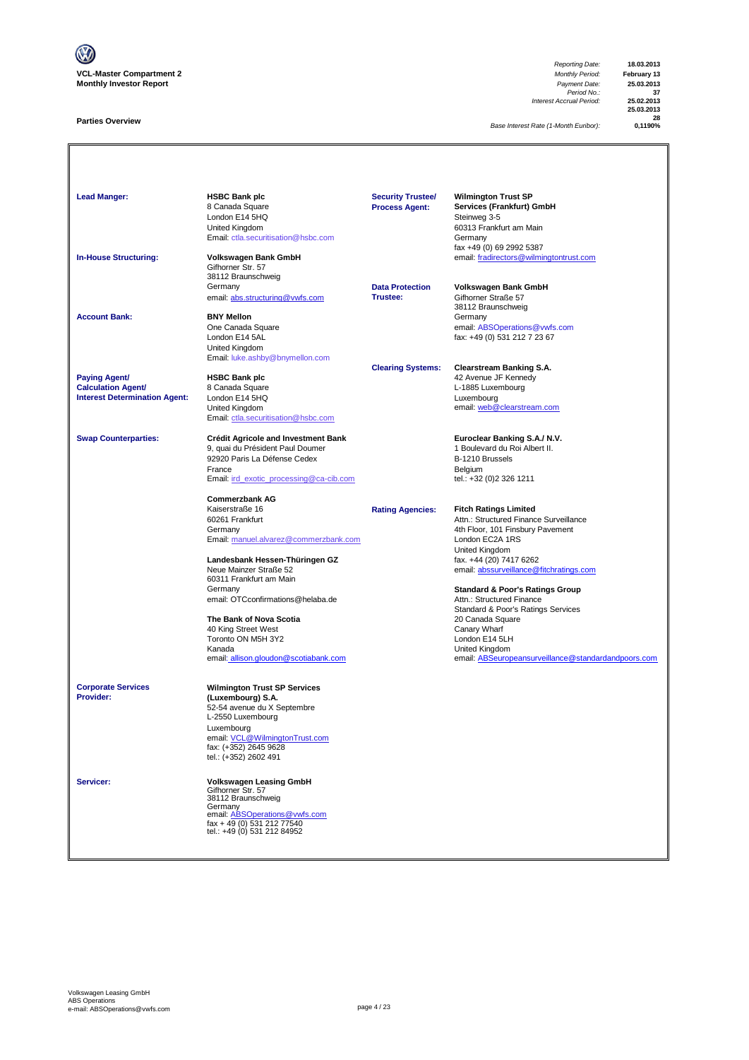**VCL-Master Compartment 2**
**Monthly Investor Report**

| | |
|---|---|
| *Reporting Date:* | **18.03.2013** |
| *Monthly Period:* | **February 13** |
| *Payment Date:* | **25.03.2013** |
| *Period No.:* | **37** |
| *Interest Accrual Period:* | **25.02.2013** |
| | **25.03.2013** |
| | **28** |
| *Base Interest Rate (1-Month Euribor):* | **0,1190%** |

## Parties Overview

**Lead Manger:**
**HSBC Bank plc**
8 Canada Square
London E14 5HQ
United Kingdom
Email: ctla.securitisation@hsbc.com

**In-House Structuring:**
**Volkswagen Bank GmbH**
Gifhorner Str. 57
38112 Braunschweig
Germany
email: abs.structuring@vwfs.com

**Account Bank:**
**BNY Mellon**
One Canada Square
London E14 5AL
United Kingdom
Email: luke.ashby@bnymellon.com

**Paying Agent/ Calculation Agent/ Interest Determination Agent:**
**HSBC Bank plc**
8 Canada Square
London E14 5HQ
United Kingdom
Email: ctla.securitisation@hsbc.com

**Swap Counterparties:**
**Crédit Agricole and Investment Bank**
9, quai du Président Paul Doumer
92920 Paris La Défense Cedex
France
Email: ird_exotic_processing@ca-cib.com

**Commerzbank AG**
Kaiserstraße 16
60261 Frankfurt
Germany
Email: manuel.alvarez@commerzbank.com

**Landesbank Hessen-Thüringen GZ**
Neue Mainzer Straße 52
60311 Frankfurt am Main
Germany
email: OTCconfirmations@helaba.de

**The Bank of Nova Scotia**
40 King Street West
Toronto ON M5H 3Y2
Kanada
email: allison.gloudon@scotiabank.com

**Corporate Services Provider:**
**Wilmington Trust SP Services (Luxembourg) S.A.**
52-54 avenue du X Septembre
L-2550 Luxembourg
Luxembourg
email: VCL@WilmingtonTrust.com
fax: (+352) 2645 9628
tel.: (+352) 2602 491

**Servicer:**
**Volkswagen Leasing GmbH**
Gifhorner Str. 57
38112 Braunschweig
Germany
email: ABSOperations@vwfs.com
fax + 49 (0) 531 212 77540
tel.: +49 (0) 531 212 84952

**Security Trustee/ Process Agent:**
**Wilmington Trust SP Services (Frankfurt) GmbH**
Steinweg 3-5
60313 Frankfurt am Main
Germany
fax +49 (0) 69 2992 5387
email: fradirectors@wilmingtontrust.com

**Data Protection Trustee:**
**Volkswagen Bank GmbH**
Gifhorner Straße 57
38112 Braunschweig
Germany
email: ABSOperations@vwfs.com
fax: +49 (0) 531 212 7 23 67

**Clearing Systems:**
**Clearstream Banking S.A.**
42 Avenue JF Kennedy
L-1885 Luxembourg
Luxembourg
email: web@clearstream.com

**Euroclear Banking S.A./ N.V.**
1 Boulevard du Roi Albert II.
B-1210 Brussels
Belgium
tel.: +32 (0)2 326 1211

**Rating Agencies:**
**Fitch Ratings Limited**
Attn.: Structured Finance Surveillance
4th Floor, 101 Finsbury Pavement
London EC2A 1RS
United Kingdom
fax. +44 (20) 7417 6262
email: abssurveillance@fitchratings.com

**Standard & Poor's Ratings Group**
Attn.: Structured Finance
Standard & Poor's Ratings Services
20 Canada Square
Canary Wharf
London E14 5LH
United Kingdom
email: ABSeuropeansurveillance@standardandpoors.com

Volkswagen Leasing GmbH
ABS Operations
e-mail: ABSOperations@vwfs.com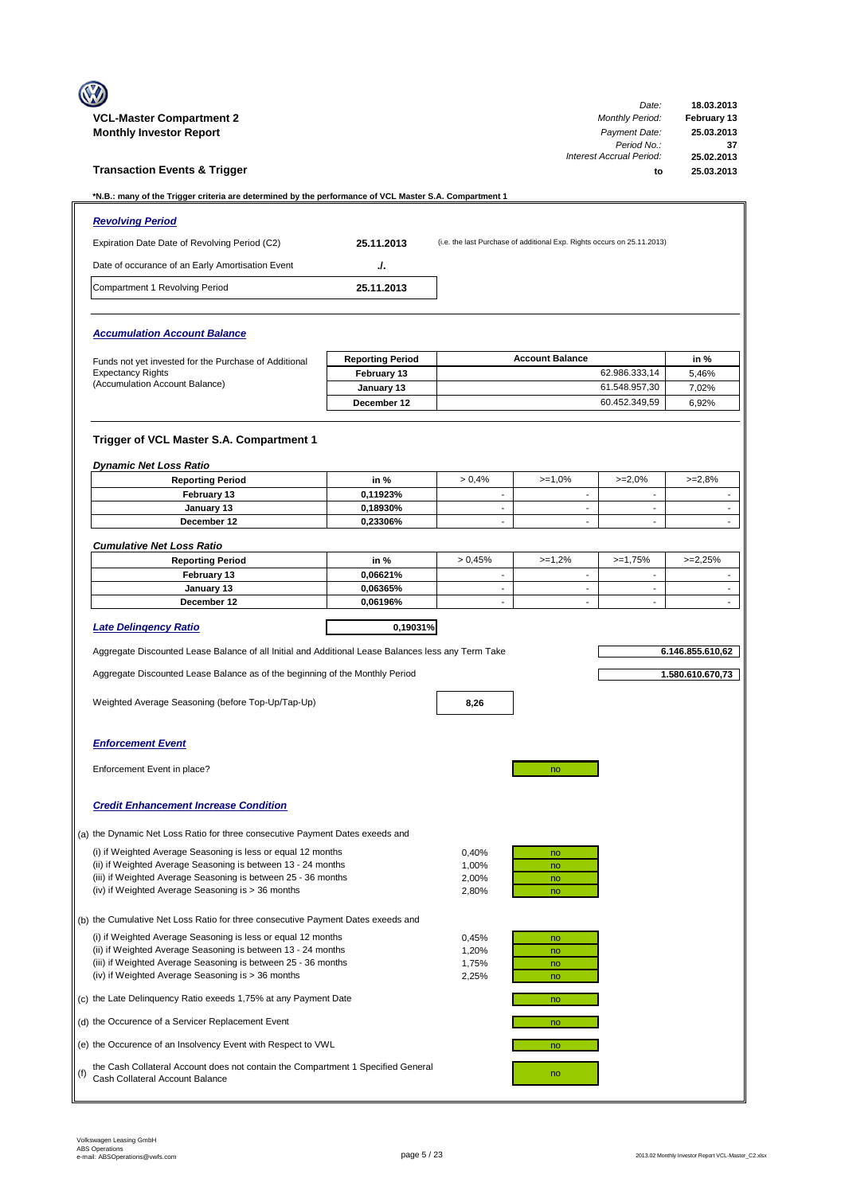**VCL-Master Compartment 2**
**Monthly Investor Report**

| | |
|---|---|
| *Date:* | **18.03.2013** |
| *Monthly Period:* | **February 13** |
| *Payment Date:* | **25.03.2013** |
| *Period No.:* | **37** |
| *Interest Accrual Period:* | **25.02.2013** |
| **to** | **25.03.2013** |

## Transaction Events & Trigger

**\*N.B.: many of the Trigger criteria are determined by the performance of VCL Master S.A. Compartment 1**

### *Revolving Period*

| | | |
|---|---|---|
| Expiration Date Date of Revolving Period (C2) | **25.11.2013** | (i.e. the last Purchase of additional Exp. Rights occurs on 25.11.2013) |
| Date of occurance of an Early Amortisation Event | **./.** | |
| Compartment 1 Revolving Period | **25.11.2013** | |

### *Accumulation Account Balance*

Funds not yet invested for the Purchase of Additional Expectancy Rights (Accumulation Account Balance)

| Reporting Period | Account Balance | in % |
|---|---|---|
| **February 13** | 62.986.333,14 | 5,46% |
| **January 13** | 61.548.957,30 | 7,02% |
| **December 12** | 60.452.349,59 | 6,92% |

### Trigger of VCL Master S.A. Compartment 1

*Dynamic Net Loss Ratio*

| Reporting Period | in % | > 0,4% | >=1,0% | >=2,0% | >=2,8% |
|---|---|---|---|---|---|
| **February 13** | **0,11923%** | - | - | - | - |
| **January 13** | **0,18930%** | - | - | - | - |
| **December 12** | **0,23306%** | - | - | - | - |

*Cumulative Net Loss Ratio*

| Reporting Period | in % | > 0,45% | >=1,2% | >=1,75% | >=2,25% |
|---|---|---|---|---|---|
| **February 13** | **0,06621%** | - | - | - | - |
| **January 13** | **0,06365%** | - | - | - | - |
| **December 12** | **0,06196%** | - | - | - | - |

*Late Delinqency Ratio* **0,19031%**

Aggregate Discounted Lease Balance of all Initial and Additional Lease Balances less any Term Take **6.146.855.610,62**

Aggregate Discounted Lease Balance as of the beginning of the Monthly Period **1.580.610.670,73**

Weighted Average Seasoning (before Top-Up/Tap-Up) **8,26**

### *Enforcement Event*

Enforcement Event in place? no

### *Credit Enhancement Increase Condition*

(a) the Dynamic Net Loss Ratio for three consecutive Payment Dates exeeds and

| | | |
|---|---|---|
| (i) if Weighted Average Seasoning is less or equal 12 months | 0,40% | no |
| (ii) if Weighted Average Seasoning is between 13 - 24 months | 1,00% | no |
| (iii) if Weighted Average Seasoning is between 25 - 36 months | 2,00% | no |
| (iv) if Weighted Average Seasoning is > 36 months | 2,80% | no |

(b) the Cumulative Net Loss Ratio for three consecutive Payment Dates exeeds and

| | | |
|---|---|---|
| (i) if Weighted Average Seasoning is less or equal 12 months | 0,45% | no |
| (ii) if Weighted Average Seasoning is between 13 - 24 months | 1,20% | no |
| (iii) if Weighted Average Seasoning is between 25 - 36 months | 1,75% | no |
| (iv) if Weighted Average Seasoning is > 36 months | 2,25% | no |

(c) the Late Delinquency Ratio exeeds 1,75% at any Payment Date — no

(d) the Occurence of a Servicer Replacement Event — no

(e) the Occurence of an Insolvency Event with Respect to VWL — no

(f) the Cash Collateral Account does not contain the Compartment 1 Specified General Cash Collateral Account Balance — no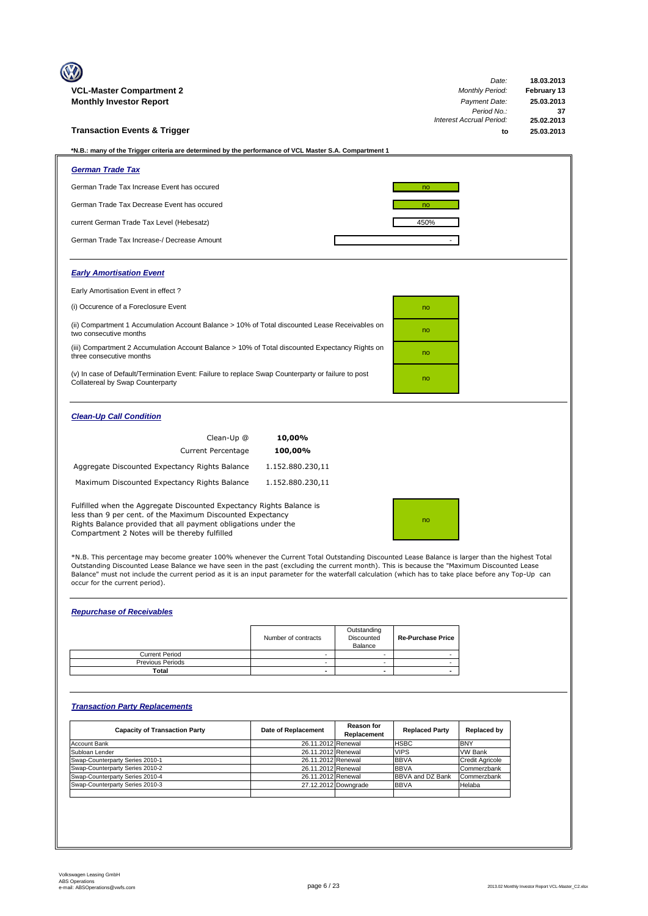**VCL-Master Compartment 2**
**Monthly Investor Report**

| | |
|---|---|
| *Date:* | **18.03.2013** |
| *Monthly Period:* | **February 13** |
| *Payment Date:* | **25.03.2013** |
| *Period No.:* | **37** |
| *Interest Accrual Period:* | **25.02.2013** |
| **to** | **25.03.2013** |

## Transaction Events & Trigger

**\*N.B.: many of the Trigger criteria are determined by the performance of VCL Master S.A. Compartment 1**

### *German Trade Tax*

| | |
|---|---|
| German Trade Tax Increase Event has occured | no |
| German Trade Tax Decrease Event has occured | no |
| current German Trade Tax Level (Hebesatz) | 450% |
| German Trade Tax Increase-/ Decrease Amount | - |

### *Early Amortisation Event*

Early Amortisation Event in effect ?

| | |
|---|---|
| (i) Occurence of a Foreclosure Event | no |
| (ii) Compartment 1 Accumulation Account Balance > 10% of Total discounted Lease Receivables on two consecutive months | no |
| (iii) Compartment 2 Accumulation Account Balance > 10% of Total discounted Expectancy Rights on three consecutive months | no |
| (v) In case of Default/Termination Event: Failure to replace Swap Counterparty or failure to post Collatereal by Swap Counterparty | no |

### *Clean-Up Call Condition*

| | |
|---|---|
| Clean-Up @ | **10,00%** |
| Current Percentage | **100,00%** |
| Aggregate Discounted Expectancy Rights Balance | 1.152.880.230,11 |
| Maximum Discounted Expectancy Rights Balance | 1.152.880.230,11 |

| | |
|---|---|
| Fulfilled when the Aggregate Discounted Expectancy Rights Balance is less than 9 per cent. of the Maximum Discounted Expectancy Rights Balance provided that all payment obligations under the Compartment 2 Notes will be thereby fulfilled | no |

\*N.B. This percentage may become greater 100% whenever the Current Total Outstanding Discounted Lease Balance is larger than the highest Total Outstanding Discounted Lease Balance we have seen in the past (excluding the current month). This is because the "Maximum Discounted Lease Balance" must not include the current period as it is an input parameter for the waterfall calculation (which has to take place before any Top-Up can occur for the current period).

### *Repurchase of Receivables*

| | Number of contracts | Outstanding Discounted Balance | Re-Purchase Price |
|---|---|---|---|
| Current Period | - | - | - |
| Previous Periods | - | - | - |
| **Total** | **-** | **-** | **-** |

### *Transaction Party Replacements*

| Capacity of Transaction Party | Date of Replacement | Reason for Replacement | Replaced Party | Replaced by |
|---|---|---|---|---|
| Account Bank | 26.11.2012 | Renewal | HSBC | BNY |
| Subloan Lender | 26.11.2012 | Renewal | VIPS | VW Bank |
| Swap-Counterparty Series 2010-1 | 26.11.2012 | Renewal | BBVA | Credit Agricole |
| Swap-Counterparty Series 2010-2 | 26.11.2012 | Renewal | BBVA | Commerzbank |
| Swap-Counterparty Series 2010-4 | 26.11.2012 | Renewal | BBVA and DZ Bank | Commerzbank |
| Swap-Counterparty Series 2010-3 | 27.12.2012 | Downgrade | BBVA | Helaba |
| | | | | |

Volkswagen Leasing GmbH
ABS Operations
e-mail: ABSOperations@vwfs.com

2013.02 Monthly Investor Report VCL-Master_C2.xlsx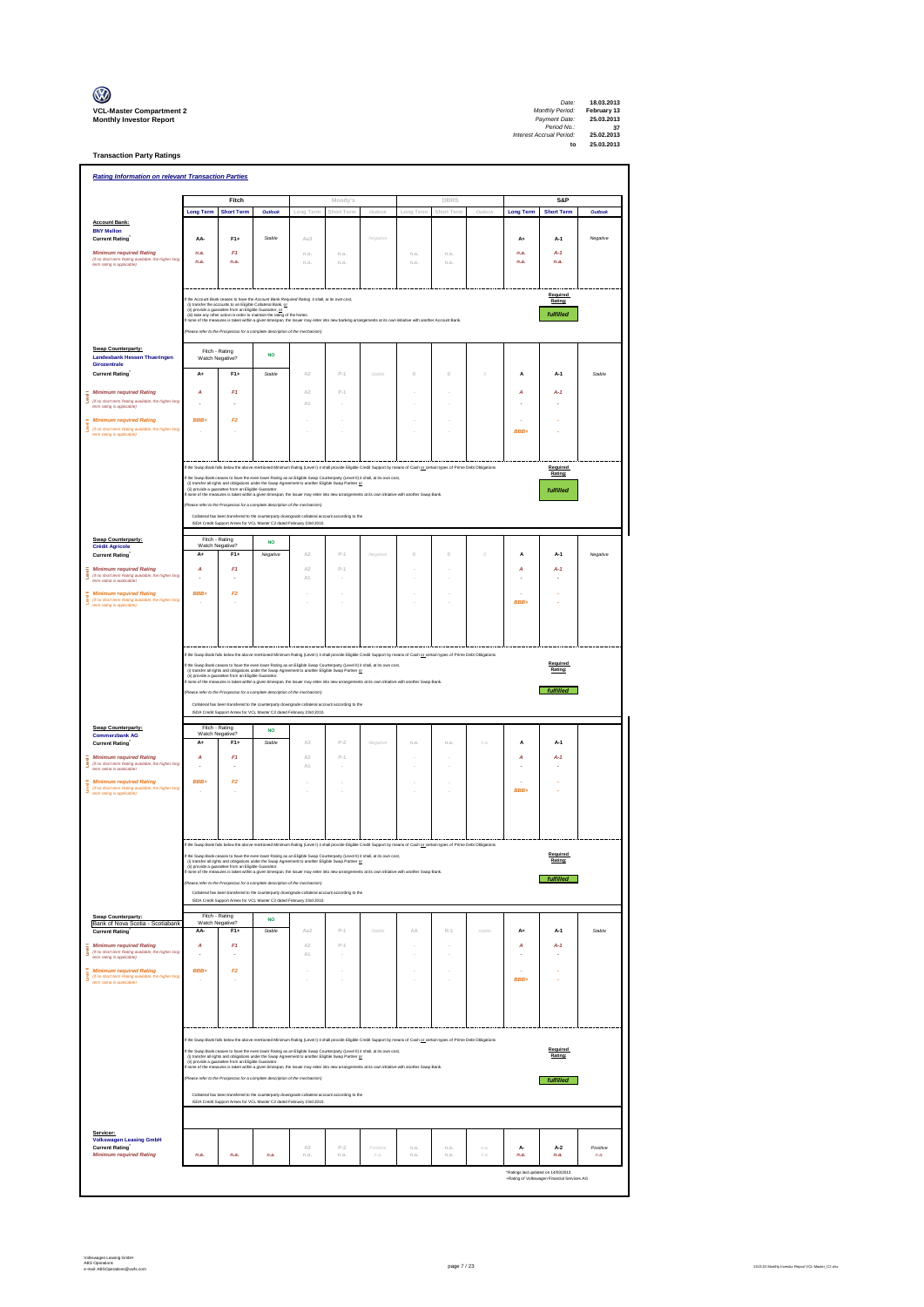**VCL-Master Compartment 2**
**Monthly Investor Report**

| | |
|---|---|
| Date: | 18.03.2013 |
| Monthly Period: | February 13 |
| Payment Date: | 25.03.2013 |
| Period No.: | 37 |
| Interest Accrual Period: | 25.02.2013 |
| to | 25.03.2013 |

## Transaction Party Ratings

### Rating Information on relevant Transaction Parties

| | Fitch | | | Moody's | | | DBRS | | | S&P | | |
|---|---|---|---|---|---|---|---|---|---|---|---|---|
| | Long Term | Short Term | Outlook | Long Term | Short Term | Outlook | Long Term | Short Term | Outlook | Long Term | Short Term | Outlook |
| **Account Bank:** **BNY Mellon** | | | | | | | | | | | | |
| **Current Rating*** | AA- | F1+ | Stable | Aa3 | | Negative | | | | A+ | A-1 | Negative |
| *Minimum required Rating* (if no short term Rating available, the higher long term rating is applicable) | n.a. | F1 | | n.a. | n.a. | | n.a. | n.a. | | n.a. | A-1 | |
| | n.a. | n.a. | | n.a. | n.a. | | n.a. | n.a. | | n.a. | n.a. | |

If the Account Bank ceases to have the Account Bank Required Rating it shall, at its own cost,
(i) transfer the accounts to an Eligible Collateral Bank, or
(ii) provide a guarantee from an Eligible Guarantor, or
(iii) take any other action in order to maintain the rating of the Notes.
If none of the measures is taken within a given timespan, the Issuer may enter into new banking arrangements at its own initiative with another Account Bank.

(Please refer to the Prospectus for a complete description of the mechanism)

Required Rating: **fulfilled**

| | Fitch | | | Moody's | | | DBRS | | | S&P | | |
|---|---|---|---|---|---|---|---|---|---|---|---|---|
| **Swap Counterparty:** **Landesbank Hessen Thueringen Girozentrale** | Fitch - Rating Watch Negative? | | NO | | | | | | | | | |
| **Current Rating*** | A+ | F1+ | Stable | A2 | P-1 | Stable | 0 | 0 | 0 | A | A-1 | Stable |
| Level I *Minimum required Rating* (if no short term Rating available, the higher long term rating is applicable) | A | F1 | | A2 | P-1 | | - | - | | A | A-1 | |
| | - | - | | A1 | - | | - | - | | - | - | |
| Level II *Minimum required Rating* (if no short term Rating available, the higher long term rating is applicable) | BBB+ | F2 | | - | - | | - | - | | - | - | |
| | - | - | | - | - | | - | - | | BBB+ | - | |

If the Swap Bank falls below the above mentioned Minimum Rating (Level I) it shall provide Eligible Credit Support by means of Cash or certain types of Prime Debt Obligations
If the Swap Bank ceases to have the even lower Rating as an Eligible Swap Counterparty (Level II) it shall, at its own cost,
(i) transfer all rights and obligations under the Swap Agreement to another Eligible Swap Partner or
(ii) provide a guarantee from an Eligible Guarantor.
If none of the measures is taken within a given timespan, the Issuer may enter into new arrangements at its own initiative with another Swap Bank.

(Please refer to the Prospectus for a complete description of the mechanism)

Collateral has been transferred to the counterparty downgrade collateral account according to the ISDA Credit Support Annex for VCL Master C2 dated February 23rd 2010.

Required Rating: **fulfilled**

| | Fitch | | | Moody's | | | DBRS | | | S&P | | |
|---|---|---|---|---|---|---|---|---|---|---|---|---|
| **Swap Counterparty:** **Crédit Agricole** | Fitch - Rating Watch Negative? | | NO | | | | | | | | | |
| **Current Rating*** | A+ | F1+ | Negative | A2 | P-1 | Negative | 0 | 0 | 0 | A | A-1 | Negative |
| Level I *Minimum required Rating* (if no short term Rating available, the higher long term rating is applicable) | A | F1 | | A2 | P-1 | | - | - | | A | A-1 | |
| | - | - | | A1 | - | | - | - | | - | - | |
| Level II *Minimum required Rating* (if no short term Rating available, the higher long term rating is applicable) | BBB+ | F2 | | - | - | | - | - | | - | - | |
| | - | - | | - | - | | - | - | | BBB+ | - | |

If the Swap Bank falls below the above mentioned Minimum Rating (Level I) it shall provide Eligible Credit Support by means of Cash or certain types of Prime Debt Obligations
If the Swap Bank ceases to have the even lower Rating as an Eligible Swap Counterparty (Level II) it shall, at its own cost,
(i) transfer all rights and obligations under the Swap Agreement to another Eligible Swap Partner or
(ii) provide a guarantee from an Eligible Guarantor.
If none of the measures is taken within a given timespan, the Issuer may enter into new arrangements at its own initiative with another Swap Bank.

(Please refer to the Prospectus for a complete description of the mechanism)

Collateral has been transferred to the counterparty downgrade collateral account according to the ISDA Credit Support Annex for VCL Master C2 dated February 23rd 2010.

Required Rating: **fulfilled**

| | Fitch | | | Moody's | | | DBRS | | | S&P | | |
|---|---|---|---|---|---|---|---|---|---|---|---|---|
| **Swap Counterparty:** **Commerzbank AG** | Fitch - Rating Watch Negative? | | NO | | | | | | | | | |
| **Current Rating*** | A+ | F1+ | Stable | A3 | P-2 | Negative | n.a. | n.a. | n.a. | A | A-1 | |
| Level I *Minimum required Rating* (if no short term Rating available, the higher long term rating is applicable) | A | F1 | | A2 | P-1 | | - | - | | A | A-1 | |
| | - | - | | A1 | - | | - | - | | - | - | |
| Level II *Minimum required Rating* (if no short term Rating available, the higher long term rating is applicable) | BBB+ | F2 | | - | - | | - | - | | - | - | |
| | - | - | | - | - | | - | - | | BBB+ | - | |

If the Swap Bank falls below the above mentioned Minimum Rating (Level I) it shall provide Eligible Credit Support by means of Cash or certain types of Prime Debt Obligations
If the Swap Bank ceases to have the even lower Rating as an Eligible Swap Counterparty (Level II) it shall, at its own cost,
(i) transfer all rights and obligations under the Swap Agreement to another Eligible Swap Partner or
(ii) provide a guarantee from an Eligible Guarantor.
If none of the measures is taken within a given timespan, the Issuer may enter into new arrangements at its own initiative with another Swap Bank.

(Please refer to the Prospectus for a complete description of the mechanism)

Collateral has been transferred to the counterparty downgrade collateral account according to the ISDA Credit Support Annex for VCL Master C2 dated February 23rd 2010.

Required Rating: **fulfilled**

| | Fitch | | | Moody's | | | DBRS | | | S&P | | |
|---|---|---|---|---|---|---|---|---|---|---|---|---|
| **Swap Counterparty:** **Bank of Nova Scotia - Scotiabank** | Fitch - Rating Watch Negative? | | NO | | | | | | | | | |
| **Current Rating*** | AA- | F1+ | Stable | Aa2 | P-1 | Stable | AA | R-1 | stable | A+ | A-1 | Stable |
| Level I *Minimum required Rating* (if no short term Rating available, the higher long term rating is applicable) | A | F1 | | A2 | P-1 | | - | - | | A | A-1 | |
| | - | - | | A1 | - | | - | - | | - | - | |
| Level II *Minimum required Rating* (if no short term Rating available, the higher long term rating is applicable) | BBB+ | F2 | | - | - | | - | - | | - | - | |
| | - | - | | - | - | | - | - | | BBB+ | - | |

If the Swap Bank falls below the above mentioned Minimum Rating (Level I) it shall provide Eligible Credit Support by means of Cash or certain types of Prime Debt Obligations
If the Swap Bank ceases to have the even lower Rating as an Eligible Swap Counterparty (Level II) it shall, at its own cost,
(i) transfer all rights and obligations under the Swap Agreement to another Eligible Swap Partner or
(ii) provide a guarantee from an Eligible Guarantor.
If none of the measures is taken within a given timespan, the Issuer may enter into new arrangements at its own initiative with another Swap Bank.

(Please refer to the Prospectus for a complete description of the mechanism)

Collateral has been transferred to the counterparty downgrade collateral account according to the ISDA Credit Support Annex for VCL Master C2 dated February 23rd 2010.

Required Rating: **fulfilled**

| | Fitch | | | Moody's | | | DBRS | | | S&P | | |
|---|---|---|---|---|---|---|---|---|---|---|---|---|
| **Servicer:** **Volkswagen Leasing GmbH** | | | | | | | | | | | | |
| **Current Rating**+ | | | | A3 | P-2 | Positive | n.a. | n.a. | n.a. | A- | A-2 | Positive |
| *Minimum required Rating* | n.a. | n.a. | n.a. | n.a. | n.a. | n.a. | n.a. | n.a. | n.a. | n.a. | n.a. | n.a. |

*Ratings last updated on 14/03/2013
+Rating of Volkswagen Financial Services AG

Volkswagen Leasing GmbH
ABS Operations
e-mail: ABSOperations@vwfs.com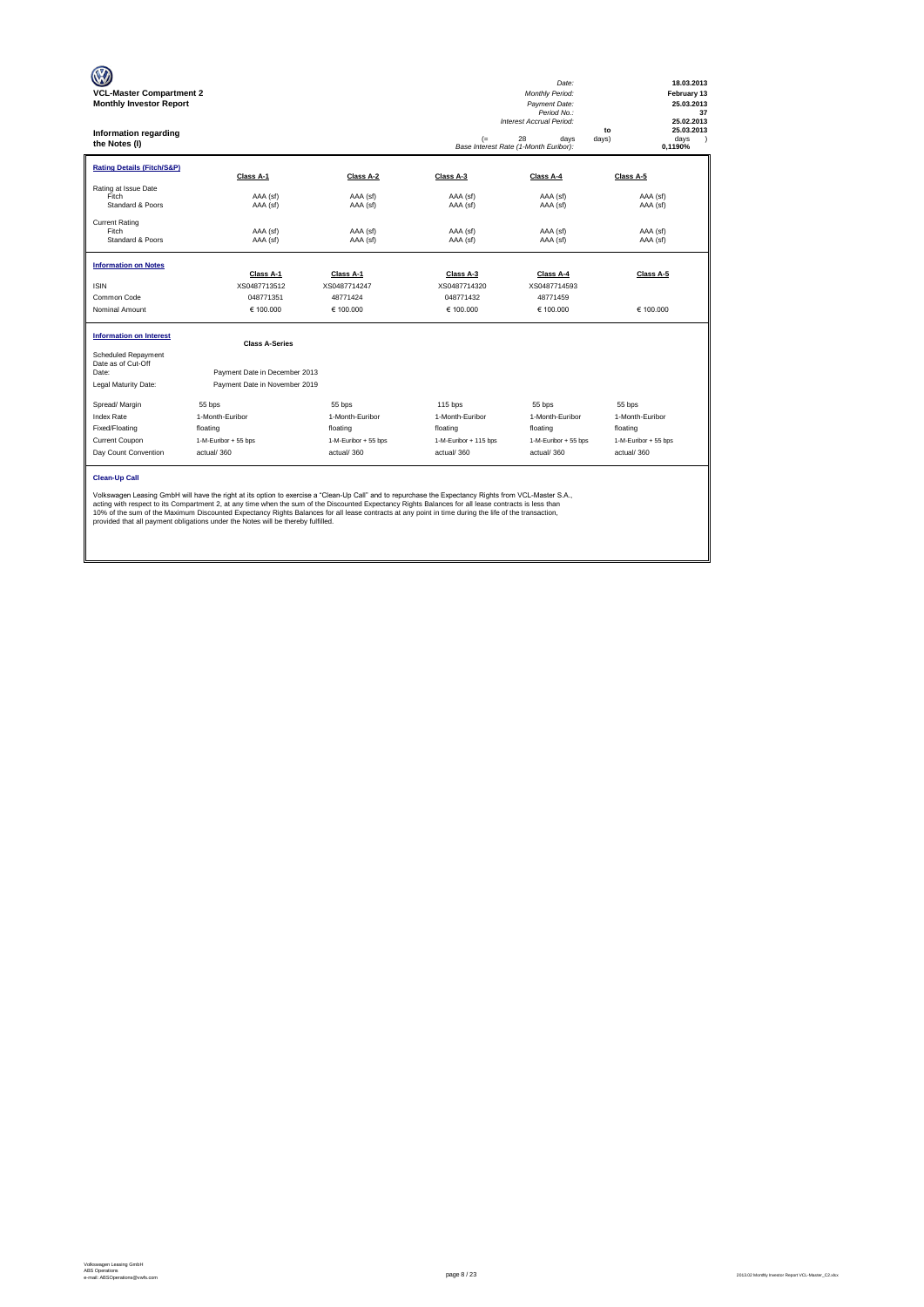**VCL-Master Compartment 2**
**Monthly Investor Report**

| | | |
|---|---|---|
| *Date:* | | **18.03.2013** |
| *Monthly Period:* | | **February 13** |
| *Payment Date:* | | **25.03.2013** |
| *Period No.:* | | **37** |
| *Interest Accrual Period:* | | **25.02.2013** |
| | to | **25.03.2013** |
| (= 28 days | days) | days ) |
| *Base Interest Rate (1-Month Euribor):* | | **0,1190%** |

**Information regarding the Notes (I)**

**Rating Details (Fitch/S&P)**

| | Class A-1 | Class A-2 | Class A-3 | Class A-4 | Class A-5 |
|---|---|---|---|---|---|
| Rating at Issue Date | | | | | |
| Fitch | AAA (sf) | AAA (sf) | AAA (sf) | AAA (sf) | AAA (sf) |
| Standard & Poors | AAA (sf) | AAA (sf) | AAA (sf) | AAA (sf) | AAA (sf) |
| Current Rating | | | | | |
| Fitch | AAA (sf) | AAA (sf) | AAA (sf) | AAA (sf) | AAA (sf) |
| Standard & Poors | AAA (sf) | AAA (sf) | AAA (sf) | AAA (sf) | AAA (sf) |

**Information on Notes**

| | Class A-1 | Class A-1 | Class A-3 | Class A-4 | Class A-5 |
|---|---|---|---|---|---|
| ISIN | XS0487713512 | XS0487714247 | XS0487714320 | XS0487714593 | |
| Common Code | 048771351 | 48771424 | 048771432 | 48771459 | |
| Nominal Amount | € 100.000 | € 100.000 | € 100.000 | € 100.000 | € 100.000 |

**Information on Interest**

| | Class A-Series | | | | |
|---|---|---|---|---|---|
| Scheduled Repayment Date as of Cut-Off Date: | Payment Date in December 2013 | | | | |
| Legal Maturity Date: | Payment Date in November 2019 | | | | |
| Spread/ Margin | 55 bps | 55 bps | 115 bps | 55 bps | 55 bps |
| Index Rate | 1-Month-Euribor | 1-Month-Euribor | 1-Month-Euribor | 1-Month-Euribor | 1-Month-Euribor |
| Fixed/Floating | floating | floating | floating | floating | floating |
| Current Coupon | 1-M-Euribor + 55 bps | 1-M-Euribor + 55 bps | 1-M-Euribor + 115 bps | 1-M-Euribor + 55 bps | 1-M-Euribor + 55 bps |
| Day Count Convention | actual/ 360 | actual/ 360 | actual/ 360 | actual/ 360 | actual/ 360 |

**Clean-Up Call**

Volkswagen Leasing GmbH will have the right at its option to exercise a "Clean-Up Call" and to repurchase the Expectancy Rights from VCL-Master S.A., acting with respect to its Compartment 2, at any time when the sum of the Discounted Expectancy Rights Balances for all lease contracts is less than 10% of the sum of the Maximum Discounted Expectancy Rights Balances for all lease contracts at any point in time during the life of the transaction, provided that all payment obligations under the Notes will be thereby fulfilled.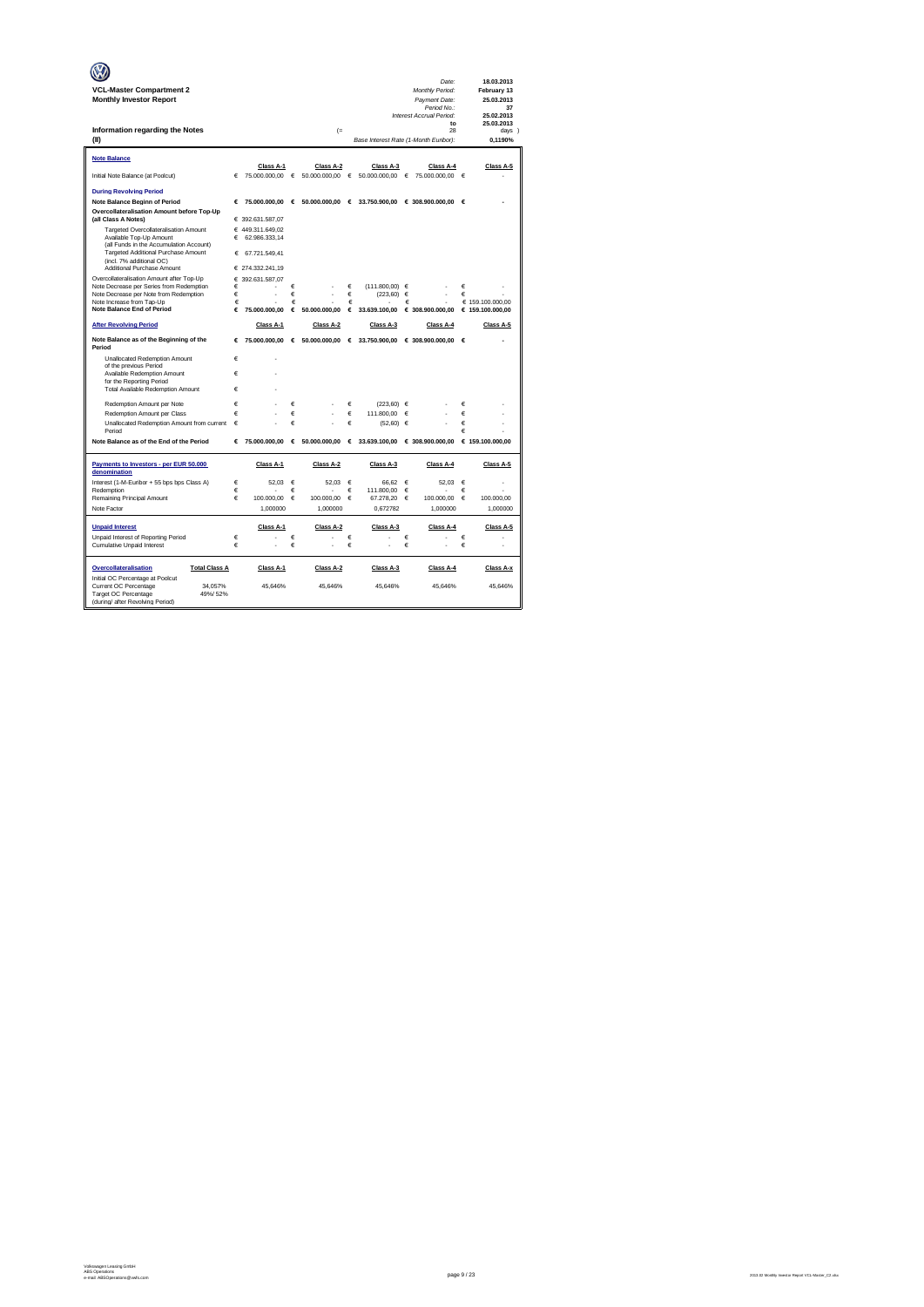**VCL-Master Compartment 2**
**Monthly Investor Report**

| | |
|---|---|
| *Date:* | 18.03.2013 |
| *Monthly Period:* | February 13 |
| *Payment Date:* | 25.03.2013 |
| *Period No.:* | 37 |
| *Interest Accrual Period:* | 25.02.2013 |
| to | 25.03.2013 |
| (= 28 | days ) |
| *Base Interest Rate (1-Month Euribor):* | 0,1190% |

**Information regarding the Notes**
**(II)**

| **Note Balance** | Class A-1 | Class A-2 | Class A-3 | Class A-4 | Class A-5 |
|---|---|---|---|---|---|
| Initial Note Balance (at Poolcut) | € 75.000.000,00 | € 50.000.000,00 | € 50.000.000,00 | € 75.000.000,00 | € - |
| **During Revolving Period** | | | | | |
| **Note Balance Beginn of Period** | € 75.000.000,00 | € 50.000.000,00 | € 33.750.900,00 | € 308.900.000,00 | € - |
| **Overcollateralisation Amount before Top-Up (all Class A Notes)** | € 392.631.587,07 | | | | |
| Targeted Overcollateralisation Amount | € 449.311.649,02 | | | | |
| Available Top-Up Amount (all Funds in the Accumulation Account) | € 62.986.333,14 | | | | |
| Targeted Additional Purchase Amount (incl. 7% additional OC) | € 67.721.549,41 | | | | |
| Additional Purchase Amount | € 274.332.241,19 | | | | |
| Overcollateralisation Amount after Top-Up | € 392.631.587,07 | | | | |
| Note Decrease per Series from Redemption | € - | € - | € (111.800,00) | € - | € - |
| Note Decrease per Note from Redemption | € - | € - | € (223,60) | € - | € - |
| Note Increase from Tap-Up | € - | € - | € - | € - | € 159.100.000,00 |
| **Note Balance End of Period** | € 75.000.000,00 | € 50.000.000,00 | € 33.639.100,00 | € 308.900.000,00 | € 159.100.000,00 |

| **After Revolving Period** | Class A-1 | Class A-2 | Class A-3 | Class A-4 | Class A-5 |
|---|---|---|---|---|---|
| **Note Balance as of the Beginning of the Period** | € 75.000.000,00 | € 50.000.000,00 | € 33.750.900,00 | € 308.900.000,00 | € - |
| Unallocated Redemption Amount of the previous Period | € - | | | | |
| Available Redemption Amount for the Reporting Period | € - | | | | |
| Total Available Redemption Amount | € - | | | | |
| Redemption Amount per Note | € - | € - | € (223,60) | € - | € - |
| Redemption Amount per Class | € - | € - | € 111.800,00 | € - | € - |
| Unallocated Redemption Amount from current Period | € - | € - | € (52,60) | € - | € - |
| | | | | | € - |
| **Note Balance as of the End of the Period** | € 75.000.000,00 | € 50.000.000,00 | € 33.639.100,00 | € 308.900.000,00 | € 159.100.000,00 |

| **Payments to Investors - per EUR 50.000 denomination** | Class A-1 | Class A-2 | Class A-3 | Class A-4 | Class A-5 |
|---|---|---|---|---|---|
| Interest (1-M-Euribor + 55 bps bps Class A) | € 52,03 | € 52,03 | € 66,62 | € 52,03 | € - |
| Redemption | € - | € - | € 111.800,00 | € - | € - |
| Remaining Principal Amount | € 100.000,00 | € 100.000,00 | € 67.278,20 | € 100.000,00 | € 100.000,00 |
| Note Factor | 1,000000 | 1,000000 | 0,672782 | 1,000000 | 1,000000 |

| **Unpaid Interest** | Class A-1 | Class A-2 | Class A-3 | Class A-4 | Class A-5 |
|---|---|---|---|---|---|
| Unpaid Interest of Reporting Period | € - | € - | € - | € - | € - |
| Cumulative Unpaid Interest | € - | € - | € - | € - | € - |

| **Overcollateralisation** | **Total Class A** | Class A-1 | Class A-2 | Class A-3 | Class A-4 | Class A-x |
|---|---|---|---|---|---|---|
| Initial OC Percentage at Poolcut | | | | | | |
| Current OC Percentage | 34,057% | 45,646% | 45,646% | 45,646% | 45,646% | 45,646% |
| Target OC Percentage (during/ after Revolving Period) | 49%/ 52% | | | | | |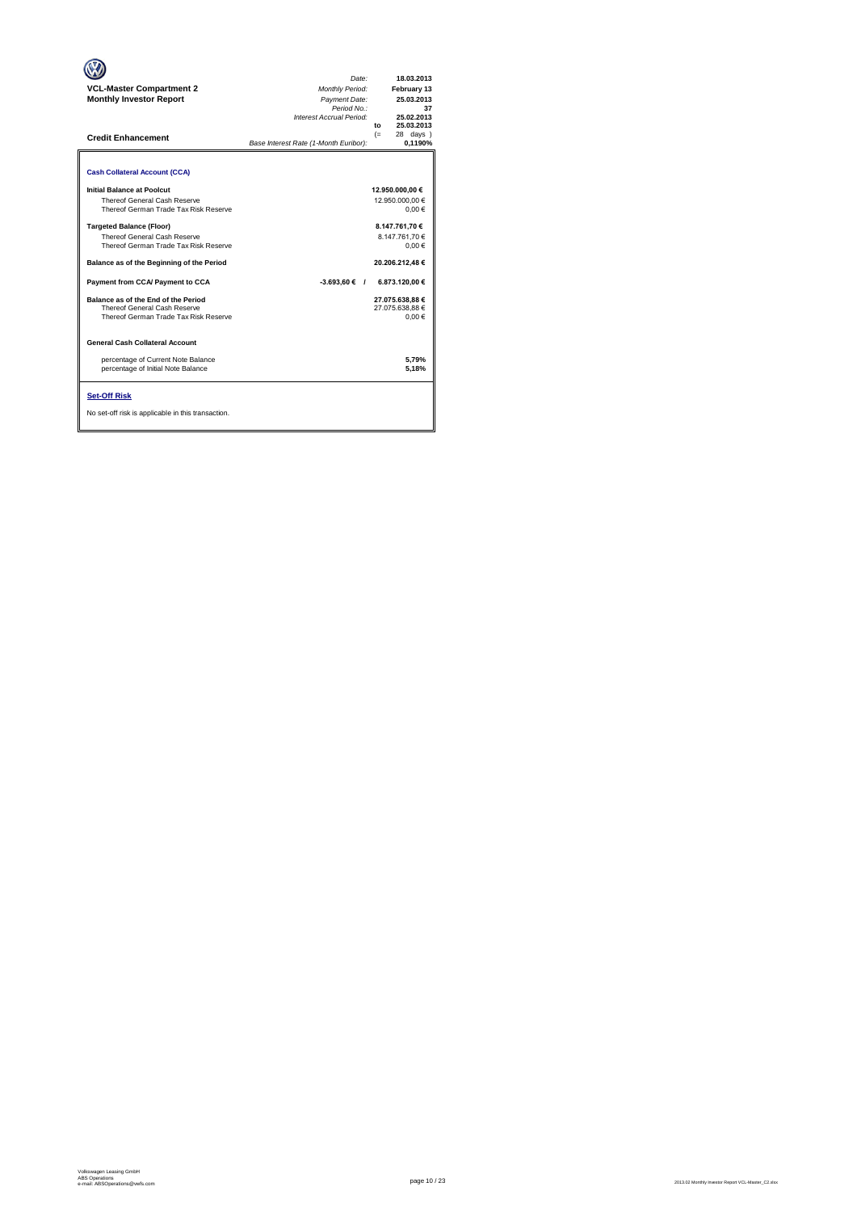**VCL-Master Compartment 2**
**Monthly Investor Report**

| | | |
|---|---|---|
| *Date:* | | 18.03.2013 |
| *Monthly Period:* | | February 13 |
| *Payment Date:* | | 25.03.2013 |
| *Period No.:* | | 37 |
| *Interest Accrual Period:* | | 25.02.2013 |
| | to | 25.03.2013 |
| | (= | 28 days ) |
| *Base Interest Rate (1-Month Euribor):* | | 0,1190% |

**Credit Enhancement**

**Cash Collateral Account (CCA)**

| | | |
|---|---|---|
| **Initial Balance at Poolcut** | | **12.950.000,00 €** |
| Thereof General Cash Reserve | | 12.950.000,00 € |
| Thereof German Trade Tax Risk Reserve | | 0,00 € |
| **Targeted Balance (Floor)** | | **8.147.761,70 €** |
| Thereof General Cash Reserve | | 8.147.761,70 € |
| Thereof German Trade Tax Risk Reserve | | 0,00 € |
| **Balance as of the Beginning of the Period** | | **20.206.212,48 €** |
| **Payment from CCA/ Payment to CCA** | **-3.693,60 € /** | **6.873.120,00 €** |
| **Balance as of the End of the Period** | | **27.075.638,88 €** |
| Thereof General Cash Reserve | | 27.075.638,88 € |
| Thereof German Trade Tax Risk Reserve | | 0,00 € |

**General Cash Collateral Account**

| | |
|---|---|
| percentage of Current Note Balance | **5,79%** |
| percentage of Initial Note Balance | **5,18%** |

**Set-Off Risk**

No set-off risk is applicable in this transaction.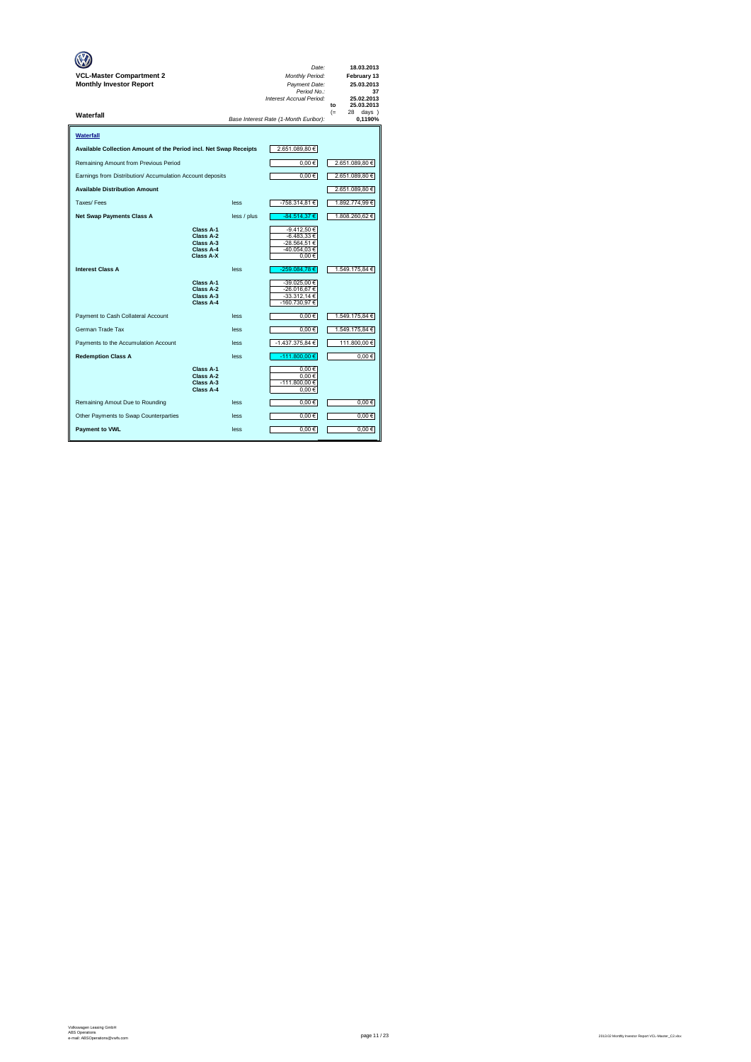**VCL-Master Compartment 2**
**Monthly Investor Report**

| | |
|---|---|
| *Date:* | **18.03.2013** |
| *Monthly Period:* | **February 13** |
| *Payment Date:* | **25.03.2013** |
| *Period No.:* | **37** |
| *Interest Accrual Period:* | **25.02.2013** |
| **to** | **25.03.2013** |
| (= | 28 days ) |
| *Base Interest Rate (1-Month Euribor):* | **0,1190%** |

**Waterfall**

## Waterfall

| | | | | |
|---|---|---|---|---|
| **Available Collection Amount of the Period incl. Net Swap Receipts** | | | 2.651.089,80 € | |
| Remaining Amount from Previous Period | | | 0,00 € | 2.651.089,80 € |
| Earnings from Distribution/ Accumulation Account deposits | | | 0,00 € | 2.651.089,80 € |
| **Available Distribution Amount** | | | | 2.651.089,80 € |
| Taxes/ Fees | | less | -758.314,81 € | 1.892.774,99 € |
| **Net Swap Payments Class A** | | less / plus | -84.514,37 € | 1.808.260,62 € |
| | **Class A-1** | | -9.412,50 € | |
| | **Class A-2** | | -6.483,33 € | |
| | **Class A-3** | | -28.564,51 € | |
| | **Class A-4** | | -40.054,03 € | |
| | **Class A-X** | | 0,00 € | |
| **Interest Class A** | | less | -259.084,78 € | 1.549.175,84 € |
| | **Class A-1** | | -39.025,00 € | |
| | **Class A-2** | | -26.016,67 € | |
| | **Class A-3** | | -33.312,14 € | |
| | **Class A-4** | | -160.730,97 € | |
| Payment to Cash Collateral Account | | less | 0,00 € | 1.549.175,84 € |
| German Trade Tax | | less | 0,00 € | 1.549.175,84 € |
| Payments to the Accumulation Account | | less | -1.437.375,84 € | 111.800,00 € |
| **Redemption Class A** | | less | -111.800,00 € | 0,00 € |
| | **Class A-1** | | 0,00 € | |
| | **Class A-2** | | 0,00 € | |
| | **Class A-3** | | -111.800,00 € | |
| | **Class A-4** | | 0,00 € | |
| Remaining Amout Due to Rounding | | less | 0,00 € | 0,00 € |
| Other Payments to Swap Counterparties | | less | 0,00 € | 0,00 € |
| **Payment to VWL** | | less | 0,00 € | 0,00 € |

Volkswagen Leasing GmbH
ABS Operations
e-mail: ABSOperations@vwfs.com

2013.02 Monthly Investor Report VCL-Master_C2.xlsx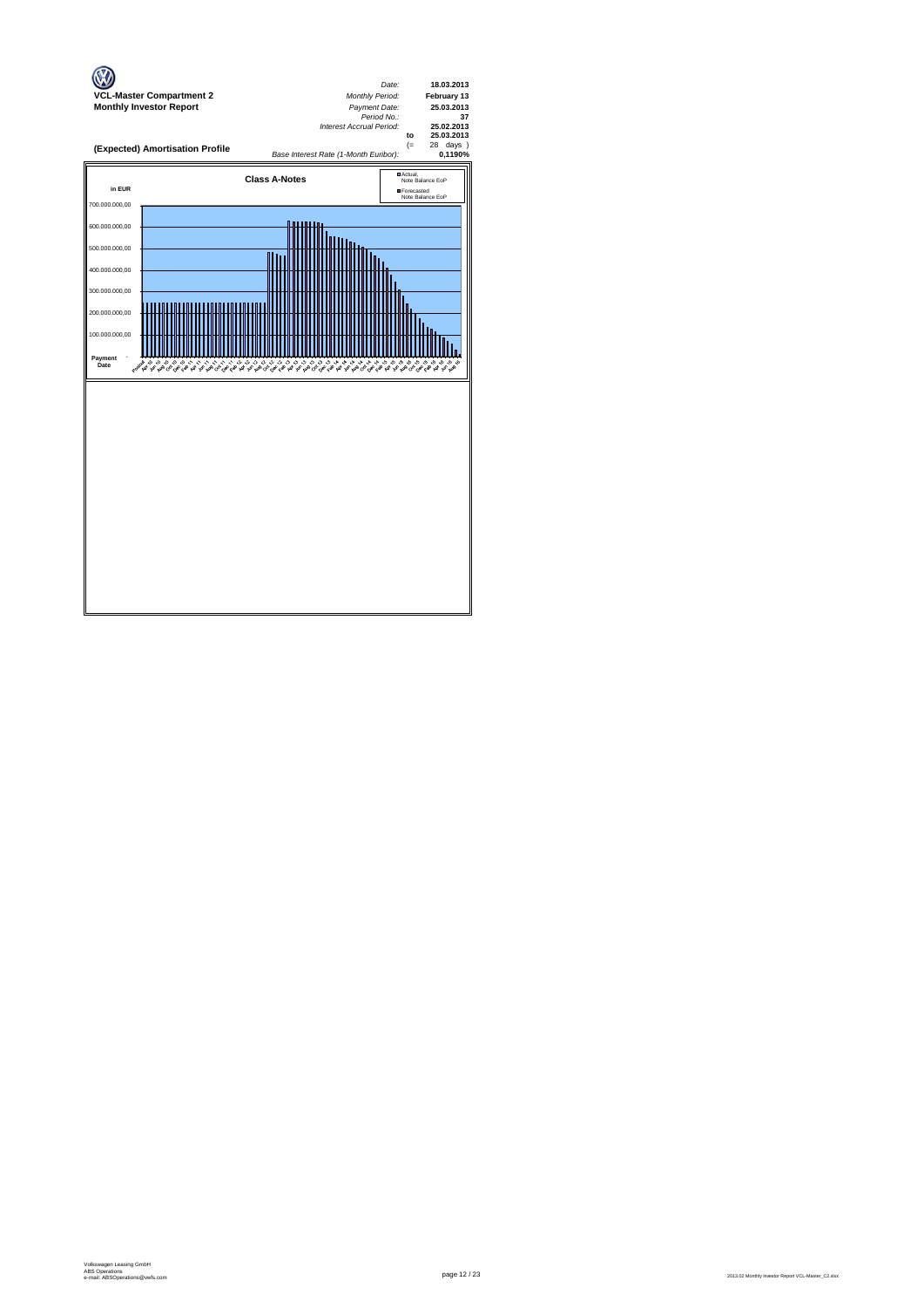**VCL-Master Compartment 2**
**Monthly Investor Report**

| | |
|---|---|
| *Date:* | **18.03.2013** |
| *Monthly Period:* | **February 13** |
| *Payment Date:* | **25.03.2013** |
| *Period No.:* | **37** |
| *Interest Accrual Period:* | **25.02.2013** |
| **to** | **25.03.2013** |
| (= | 28 days ) |
| *Base Interest Rate (1-Month Euribor):* | **0,1190%** |

## (Expected) Amortisation Profile

### Class A-Notes

in EUR

Legend: Actual, Note Balance EoP; Forecasted Note Balance EoP

Y-axis: 700.000.000,00; 600.000.000,00; 500.000.000,00; 400.000.000,00; 300.000.000,00; 200.000.000,00; 100.000.000,00; -

Payment Date: Poolcut, Apr 10, Jun 10, Aug 10, Oct 10, Dec 10, Feb 11, Apr 11, Jun 11, Aug 11, Oct 11, Dec 11, Feb 12, Apr 12, Jun 12, Aug 12, Oct 12, Dec 12, Feb 13, Apr 13, Jun 13, Aug 13, Oct 13, Dec 13, Feb 14, Apr 14, Jun 14, Aug 14, Oct 14, Dec 14, Feb 15, Apr 15, Jun 15, Aug 15, Oct 15, Dec 15, Feb 16, Apr 16, Jun 16, Aug 16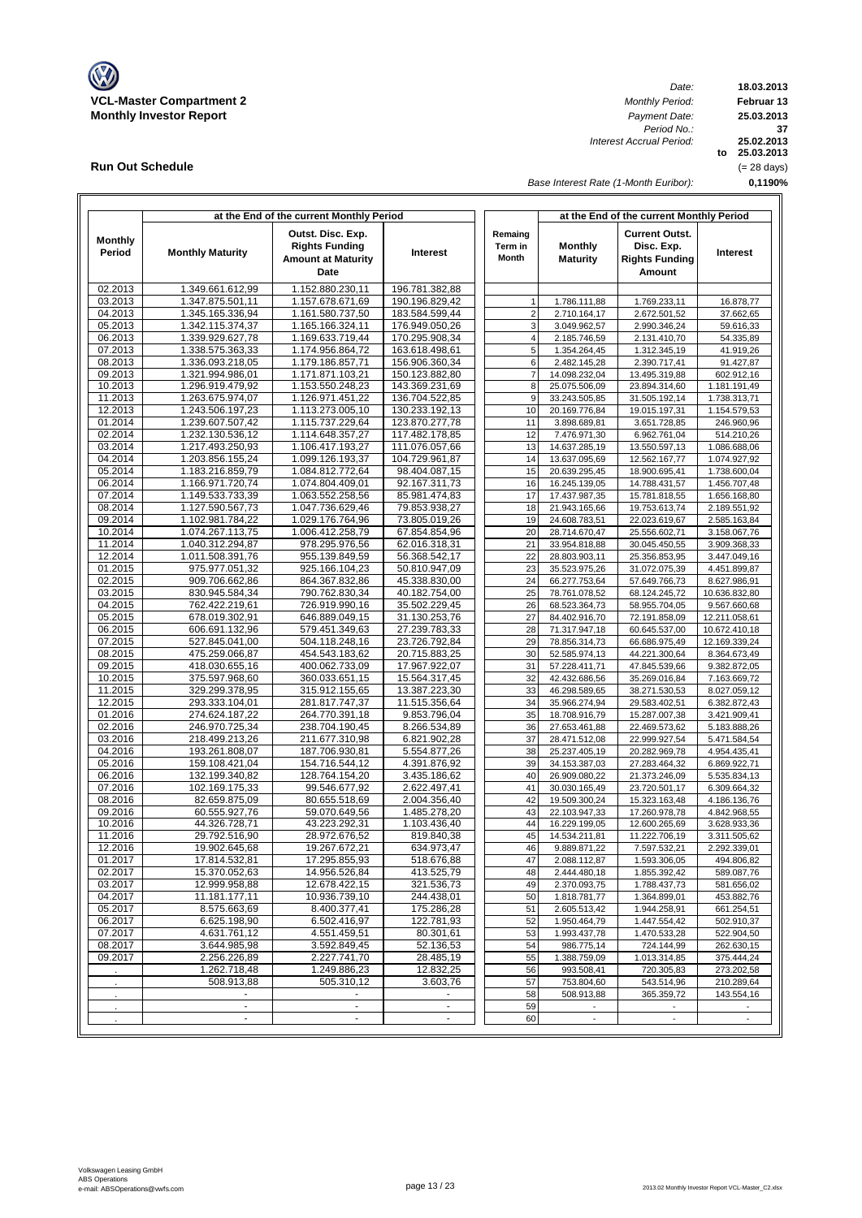# VCL-Master Compartment 2
## Monthly Investor Report

| | |
|---|---|
| *Date:* | **18.03.2013** |
| *Monthly Period:* | **Februar 13** |
| *Payment Date:* | **25.03.2013** |
| *Period No.:* | **37** |
| *Interest Accrual Period:* | **25.02.2013** |
| | **to 25.03.2013** |
| | (= 28 days) |
| *Base Interest Rate (1-Month Euribor):* | **0,1190%** |

## Run Out Schedule

| at the End of the current Monthly Period | | | | | at the End of the current Monthly Period | | |
|---|---|---|---|---|---|---|---|
| Monthly Period | Monthly Maturity | Outst. Disc. Exp. Rights Funding Amount at Maturity Date | Interest | Remaing Term in Month | Monthly Maturity | Current Outst. Disc. Exp. Rights Funding Amount | Interest |
| 02.2013 | 1.349.661.612,99 | 1.152.880.230,11 | 196.781.382,88 | | | | |
| 03.2013 | 1.347.875.501,11 | 1.157.678.671,69 | 190.196.829,42 | 1 | 1.786.111,88 | 1.769.233,11 | 16.878,77 |
| 04.2013 | 1.345.165.336,94 | 1.161.580.737,50 | 183.584.599,44 | 2 | 2.710.164,17 | 2.672.501,52 | 37.662,65 |
| 05.2013 | 1.342.115.374,37 | 1.165.166.324,11 | 176.949.050,26 | 3 | 3.049.962,57 | 2.990.346,24 | 59.616,33 |
| 06.2013 | 1.339.929.627,78 | 1.169.633.719,44 | 170.295.908,34 | 4 | 2.185.746,59 | 2.131.410,70 | 54.335,89 |
| 07.2013 | 1.338.575.363,33 | 1.174.956.864,72 | 163.618.498,61 | 5 | 1.354.264,45 | 1.312.345,19 | 41.919,26 |
| 08.2013 | 1.336.093.218,05 | 1.179.186.857,71 | 156.906.360,34 | 6 | 2.482.145,28 | 2.390.717,41 | 91.427,87 |
| 09.2013 | 1.321.994.986,01 | 1.171.871.103,21 | 150.123.882,80 | 7 | 14.098.232,04 | 13.495.319,88 | 602.912,16 |
| 10.2013 | 1.296.919.479,92 | 1.153.550.248,23 | 143.369.231,69 | 8 | 25.075.506,09 | 23.894.314,60 | 1.181.191,49 |
| 11.2013 | 1.263.675.974,07 | 1.126.971.451,22 | 136.704.522,85 | 9 | 33.243.505,85 | 31.505.192,14 | 1.738.313,71 |
| 12.2013 | 1.243.506.197,23 | 1.113.273.005,10 | 130.233.192,13 | 10 | 20.169.776,84 | 19.015.197,31 | 1.154.579,53 |
| 01.2014 | 1.239.607.507,42 | 1.115.737.229,64 | 123.870.277,78 | 11 | 3.898.689,81 | 3.651.728,85 | 246.960,96 |
| 02.2014 | 1.232.130.536,12 | 1.114.648.357,27 | 117.482.178,85 | 12 | 7.476.971,30 | 6.962.761,04 | 514.210,26 |
| 03.2014 | 1.217.493.250,93 | 1.106.417.193,27 | 111.076.057,66 | 13 | 14.637.285,19 | 13.550.597,13 | 1.086.688,06 |
| 04.2014 | 1.203.856.155,24 | 1.099.126.193,37 | 104.729.961,87 | 14 | 13.637.095,69 | 12.562.167,77 | 1.074.927,92 |
| 05.2014 | 1.183.216.859,79 | 1.084.812.772,64 | 98.404.087,15 | 15 | 20.639.295,45 | 18.900.695,41 | 1.738.600,04 |
| 06.2014 | 1.166.971.720,74 | 1.074.804.409,01 | 92.167.311,73 | 16 | 16.245.139,05 | 14.788.431,57 | 1.456.707,48 |
| 07.2014 | 1.149.533.733,39 | 1.063.552.258,56 | 85.981.474,83 | 17 | 17.437.987,35 | 15.781.818,55 | 1.656.168,80 |
| 08.2014 | 1.127.590.567,73 | 1.047.736.629,46 | 79.853.938,27 | 18 | 21.943.165,66 | 19.753.613,74 | 2.189.551,92 |
| 09.2014 | 1.102.981.784,22 | 1.029.176.764,96 | 73.805.019,26 | 19 | 24.608.783,51 | 22.023.619,67 | 2.585.163,84 |
| 10.2014 | 1.074.267.113,75 | 1.006.412.258,79 | 67.854.854,96 | 20 | 28.714.670,47 | 25.556.602,71 | 3.158.067,76 |
| 11.2014 | 1.040.312.294,87 | 978.295.976,56 | 62.016.318,31 | 21 | 33.954.818,88 | 30.045.450,55 | 3.909.368,33 |
| 12.2014 | 1.011.508.391,76 | 955.139.849,59 | 56.368.542,17 | 22 | 28.803.903,11 | 25.356.853,95 | 3.447.049,16 |
| 01.2015 | 975.977.051,32 | 925.166.104,23 | 50.810.947,09 | 23 | 35.523.975,26 | 31.072.075,39 | 4.451.899,87 |
| 02.2015 | 909.706.662,86 | 864.367.832,86 | 45.338.830,00 | 24 | 66.277.753,64 | 57.649.766,73 | 8.627.986,91 |
| 03.2015 | 830.945.584,34 | 790.762.830,34 | 40.182.754,00 | 25 | 78.761.078,52 | 68.124.245,72 | 10.636.832,80 |
| 04.2015 | 762.422.219,61 | 726.919.990,16 | 35.502.229,45 | 26 | 68.523.364,73 | 58.955.704,05 | 9.567.660,68 |
| 05.2015 | 678.019.302,91 | 646.889.049,15 | 31.130.253,76 | 27 | 84.402.916,70 | 72.191.858,09 | 12.211.058,61 |
| 06.2015 | 606.691.132,96 | 579.451.349,63 | 27.239.783,33 | 28 | 71.317.947,18 | 60.645.537,00 | 10.672.410,18 |
| 07.2015 | 527.845.041,00 | 504.118.248,16 | 23.726.792,84 | 29 | 78.856.314,73 | 66.686.975,49 | 12.169.339,24 |
| 08.2015 | 475.259.066,87 | 454.543.183,62 | 20.715.883,25 | 30 | 52.585.974,13 | 44.221.300,64 | 8.364.673,49 |
| 09.2015 | 418.030.655,16 | 400.062.733,09 | 17.967.922,07 | 31 | 57.228.411,71 | 47.845.539,66 | 9.382.872,05 |
| 10.2015 | 375.597.968,60 | 360.033.651,15 | 15.564.317,45 | 32 | 42.432.686,56 | 35.269.016,84 | 7.163.669,72 |
| 11.2015 | 329.299.378,95 | 315.912.155,65 | 13.387.223,30 | 33 | 46.298.589,65 | 38.271.530,53 | 8.027.059,12 |
| 12.2015 | 293.333.104,01 | 281.817.747,37 | 11.515.356,64 | 34 | 35.966.274,94 | 29.583.402,51 | 6.382.872,43 |
| 01.2016 | 274.624.187,22 | 264.770.391,18 | 9.853.796,04 | 35 | 18.708.916,79 | 15.287.007,38 | 3.421.909,41 |
| 02.2016 | 246.970.725,34 | 238.704.190,45 | 8.266.534,89 | 36 | 27.653.461,88 | 22.469.573,62 | 5.183.888,26 |
| 03.2016 | 218.499.213,26 | 211.677.310,98 | 6.821.902,28 | 37 | 28.471.512,08 | 22.999.927,54 | 5.471.584,54 |
| 04.2016 | 193.261.808,07 | 187.706.930,81 | 5.554.877,26 | 38 | 25.237.405,19 | 20.282.969,78 | 4.954.435,41 |
| 05.2016 | 159.108.421,04 | 154.716.544,12 | 4.391.876,92 | 39 | 34.153.387,03 | 27.283.464,32 | 6.869.922,71 |
| 06.2016 | 132.199.340,82 | 128.764.154,20 | 3.435.186,62 | 40 | 26.909.080,22 | 21.373.246,09 | 5.535.834,13 |
| 07.2016 | 102.169.175,33 | 99.546.677,92 | 2.622.497,41 | 41 | 30.030.165,49 | 23.720.501,17 | 6.309.664,32 |
| 08.2016 | 82.659.875,09 | 80.655.518,69 | 2.004.356,40 | 42 | 19.509.300,24 | 15.323.163,48 | 4.186.136,76 |
| 09.2016 | 60.555.927,76 | 59.070.649,56 | 1.485.278,20 | 43 | 22.103.947,33 | 17.260.978,78 | 4.842.968,55 |
| 10.2016 | 44.326.728,71 | 43.223.292,31 | 1.103.436,40 | 44 | 16.229.199,05 | 12.600.265,69 | 3.628.933,36 |
| 11.2016 | 29.792.516,90 | 28.972.676,52 | 819.840,38 | 45 | 14.534.211,81 | 11.222.706,19 | 3.311.505,62 |
| 12.2016 | 19.902.645,68 | 19.267.672,21 | 634.973,47 | 46 | 9.889.871,22 | 7.597.532,21 | 2.292.339,01 |
| 01.2017 | 17.814.532,81 | 17.295.855,93 | 518.676,88 | 47 | 2.088.112,87 | 1.593.306,05 | 494.806,82 |
| 02.2017 | 15.370.052,63 | 14.956.526,84 | 413.525,79 | 48 | 2.444.480,18 | 1.855.392,42 | 589.087,76 |
| 03.2017 | 12.999.958,88 | 12.678.422,15 | 321.536,73 | 49 | 2.370.093,75 | 1.788.437,73 | 581.656,02 |
| 04.2017 | 11.181.177,11 | 10.936.739,10 | 244.438,01 | 50 | 1.818.781,77 | 1.364.899,01 | 453.882,76 |
| 05.2017 | 8.575.663,69 | 8.400.377,41 | 175.286,28 | 51 | 2.605.513,42 | 1.944.258,91 | 661.254,51 |
| 06.2017 | 6.625.198,90 | 6.502.416,97 | 122.781,93 | 52 | 1.950.464,79 | 1.447.554,42 | 502.910,37 |
| 07.2017 | 4.631.761,12 | 4.551.459,51 | 80.301,61 | 53 | 1.993.437,78 | 1.470.533,28 | 522.904,50 |
| 08.2017 | 3.644.985,98 | 3.592.849,45 | 52.136,53 | 54 | 986.775,14 | 724.144,99 | 262.630,15 |
| 09.2017 | 2.256.226,89 | 2.227.741,70 | 28.485,19 | 55 | 1.388.759,09 | 1.013.314,85 | 375.444,24 |
| . | 1.262.718,48 | 1.249.886,23 | 12.832,25 | 56 | 993.508,41 | 720.305,83 | 273.202,58 |
| . | 508.913,88 | 505.310,12 | 3.603,76 | 57 | 753.804,60 | 543.514,96 | 210.289,64 |
| . | - | - | - | 58 | 508.913,88 | 365.359,72 | 143.554,16 |
| . | - | - | - | 59 | - | - | - |
| . | - | - | - | 60 | - | - | - |

Volkswagen Leasing GmbH
ABS Operations
e-mail: ABSOperations@vwfs.com

2013.02 Monthly Investor Report VCL-Master_C2.xlsx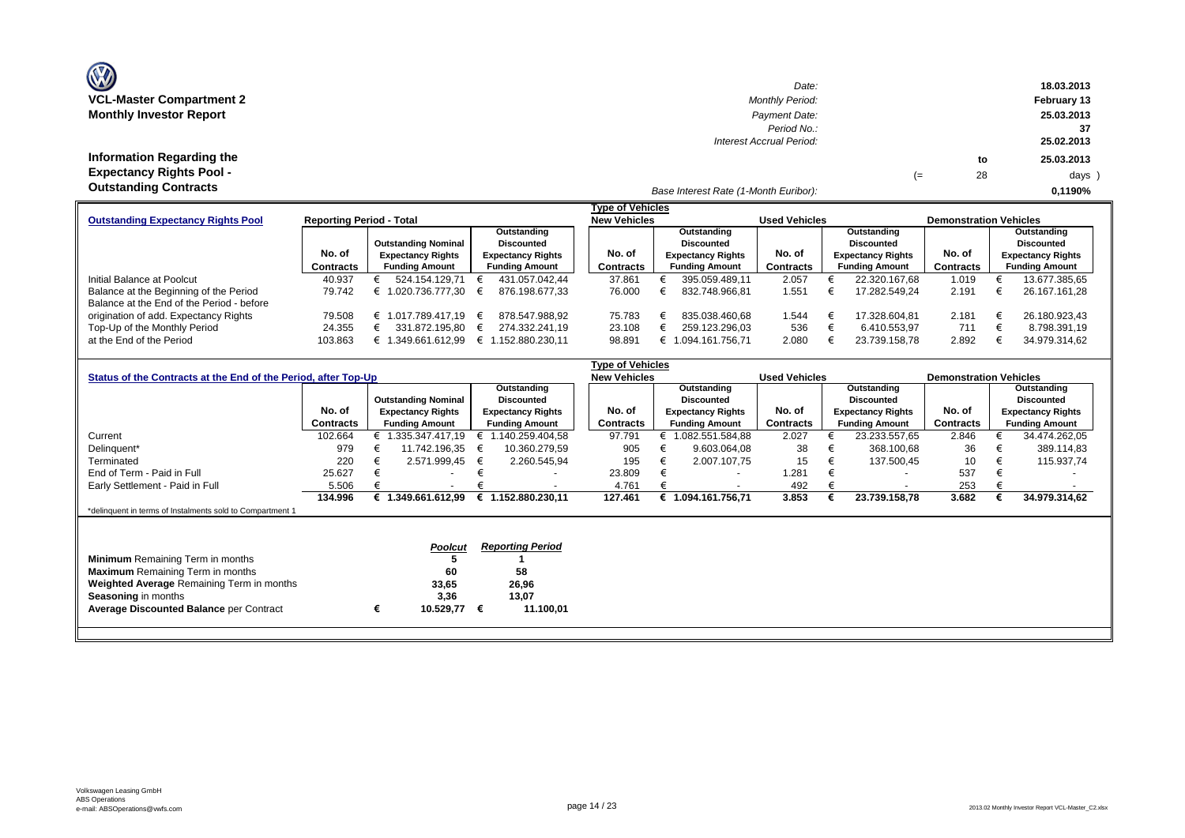**VCL-Master Compartment 2**
**Monthly Investor Report**

| | |
|---|---|
| Date: | 18.03.2013 |
| Monthly Period: | February 13 |
| Payment Date: | 25.03.2013 |
| Period No.: | 37 |
| Interest Accrual Period: | 25.02.2013 to 25.03.2013 (= 28 days ) |
| Base Interest Rate (1-Month Euribor): | 0,1190% |

## Information Regarding the Expectancy Rights Pool - Outstanding Contracts

| Outstanding Expectancy Rights Pool | Reporting Period - Total | | | Type of Vehicles: New Vehicles | | Used Vehicles | | Demonstration Vehicles | |
|---|---|---|---|---|---|---|---|---|---|
| | No. of Contracts | Outstanding Nominal Expectancy Rights Funding Amount | Outstanding Discounted Expectancy Rights Funding Amount | No. of Contracts | Outstanding Discounted Expectancy Rights Funding Amount | No. of Contracts | Outstanding Discounted Expectancy Rights Funding Amount | No. of Contracts | Outstanding Discounted Expectancy Rights Funding Amount |
| Initial Balance at Poolcut | 40.937 | € 524.154.129,71 | € 431.057.042,44 | 37.861 | € 395.059.489,11 | 2.057 | € 22.320.167,68 | 1.019 | € 13.677.385,65 |
| Balance at the Beginning of the Period | 79.742 | € 1.020.736.777,30 | € 876.198.677,33 | 76.000 | € 832.748.966,81 | 1.551 | € 17.282.549,24 | 2.191 | € 26.167.161,28 |
| Balance at the End of the Period - before origination of add. Expectancy Rights | 79.508 | € 1.017.789.417,19 | € 878.547.988,92 | 75.783 | € 835.038.460,68 | 1.544 | € 17.328.604,81 | 2.181 | € 26.180.923,43 |
| Top-Up of the Monthly Period | 24.355 | € 331.872.195,80 | € 274.332.241,19 | 23.108 | € 259.123.296,03 | 536 | € 6.410.553,97 | 711 | € 8.798.391,19 |
| at the End of the Period | 103.863 | € 1.349.661.612,99 | € 1.152.880.230,11 | 98.891 | € 1.094.161.756,71 | 2.080 | € 23.739.158,78 | 2.892 | € 34.979.314,62 |

| Status of the Contracts at the End of the Period, after Top-Up | | | | Type of Vehicles: New Vehicles | | Used Vehicles | | Demonstration Vehicles | |
|---|---|---|---|---|---|---|---|---|---|
| | No. of Contracts | Outstanding Nominal Expectancy Rights Funding Amount | Outstanding Discounted Expectancy Rights Funding Amount | No. of Contracts | Outstanding Discounted Expectancy Rights Funding Amount | No. of Contracts | Outstanding Discounted Expectancy Rights Funding Amount | No. of Contracts | Outstanding Discounted Expectancy Rights Funding Amount |
| Current | 102.664 | € 1.335.347.417,19 | € 1.140.259.404,58 | 97.791 | € 1.082.551.584,88 | 2.027 | € 23.233.557,65 | 2.846 | € 34.474.262,05 |
| Delinquent* | 979 | € 11.742.196,35 | € 10.360.279,59 | 905 | € 9.603.064,08 | 38 | € 368.100,68 | 36 | € 389.114,83 |
| Terminated | 220 | € 2.571.999,45 | € 2.260.545,94 | 195 | € 2.007.107,75 | 15 | € 137.500,45 | 10 | € 115.937,74 |
| End of Term - Paid in Full | 25.627 | € - | € - | 23.809 | € - | 1.281 | € - | 537 | € - |
| Early Settlement - Paid in Full | 5.506 | € - | € - | 4.761 | € - | 492 | € - | 253 | € - |
| | **134.996** | **€ 1.349.661.612,99** | **€ 1.152.880.230,11** | **127.461** | **€ 1.094.161.756,71** | **3.853** | **€ 23.739.158,78** | **3.682** | **€ 34.979.314,62** |

*delinquent in terms of Instalments sold to Compartment 1

| | *Poolcut* | *Reporting Period* |
|---|---|---|
| **Minimum** Remaining Term in months | 5 | 1 |
| **Maximum** Remaining Term in months | 60 | 58 |
| **Weighted Average** Remaining Term in months | 33,65 | 26,96 |
| **Seasoning** in months | 3,36 | 13,07 |
| **Average Discounted Balance** per Contract | € 10.529,77 | € 11.100,01 |

Volkswagen Leasing GmbH
ABS Operations
e-mail: ABSOperations@vwfs.com

2013.02 Monthly Investor Report VCL-Master_C2.xlsx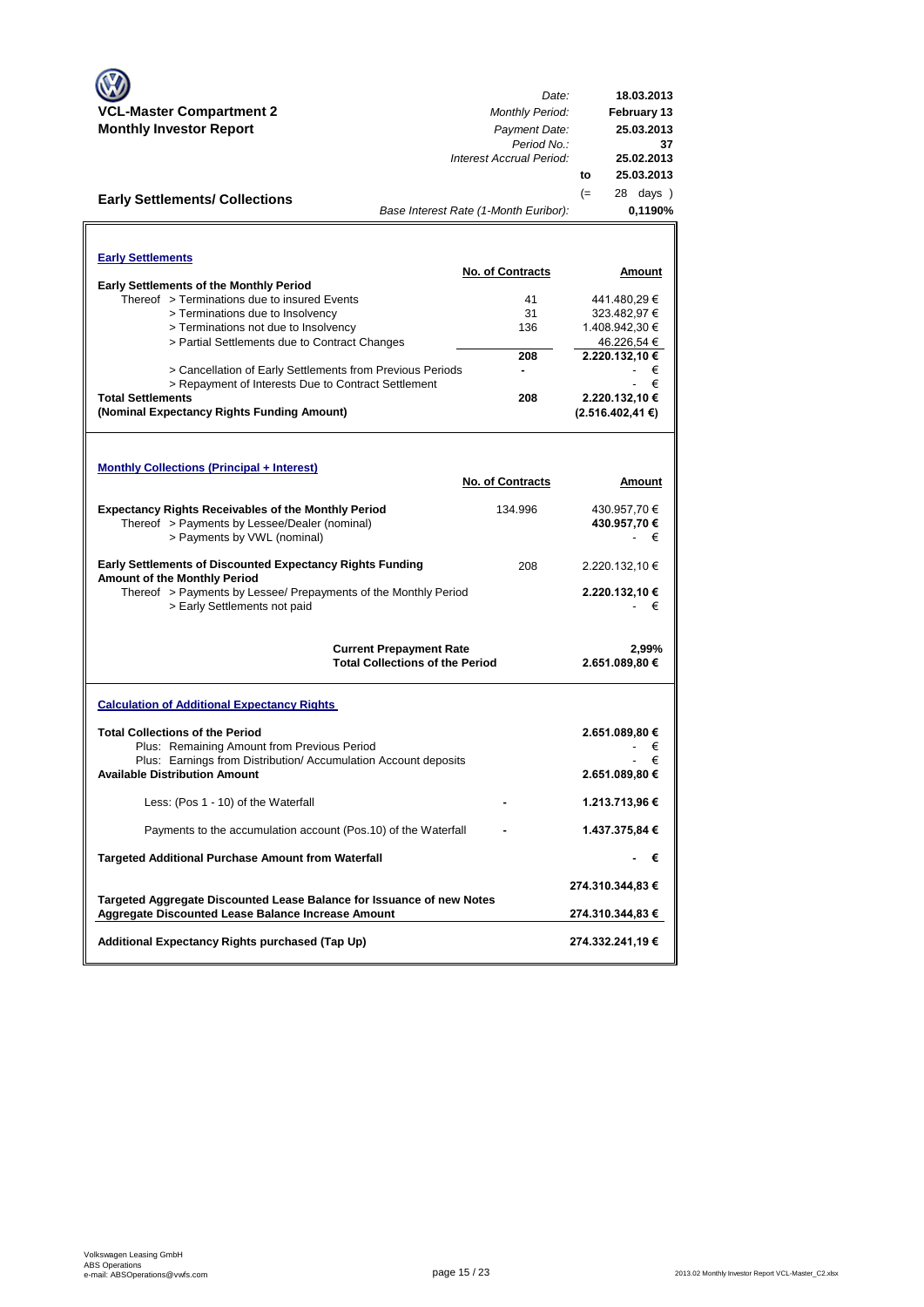**VCL-Master Compartment 2**
**Monthly Investor Report**

| | |
|---|---|
| *Date:* | **18.03.2013** |
| *Monthly Period:* | **February 13** |
| *Payment Date:* | **25.03.2013** |
| *Period No.:* | **37** |
| *Interest Accrual Period:* | **25.02.2013** |
| **to** | **25.03.2013** |
| (= | 28 days ) |
| *Base Interest Rate (1-Month Euribor):* | **0,1190%** |

## Early Settlements/ Collections

### Early Settlements

| | No. of Contracts | Amount |
|---|---|---|
| **Early Settlements of the Monthly Period** | | |
| Thereof > Terminations due to insured Events | 41 | 441.480,29 € |
| > Terminations due to Insolvency | 31 | 323.482,97 € |
| > Terminations not due to Insolvency | 136 | 1.408.942,30 € |
| > Partial Settlements due to Contract Changes | | 46.226,54 € |
| | **208** | **2.220.132,10 €** |
| > Cancellation of Early Settlements from Previous Periods | - | - € |
| > Repayment of Interests Due to Contract Settlement | | - € |
| **Total Settlements** | **208** | **2.220.132,10 €** |
| **(Nominal Expectancy Rights Funding Amount)** | | **(2.516.402,41 €)** |

### Monthly Collections (Principal + Interest)

| | No. of Contracts | Amount |
|---|---|---|
| **Expectancy Rights Receivables of the Monthly Period** | 134.996 | 430.957,70 € |
| Thereof > Payments by Lessee/Dealer (nominal) | | **430.957,70 €** |
| > Payments by VWL (nominal) | | - € |
| **Early Settlements of Discounted Expectancy Rights Funding Amount of the Monthly Period** | 208 | 2.220.132,10 € |
| Thereof > Payments by Lessee/ Prepayments of the Monthly Period | | **2.220.132,10 €** |
| > Early Settlements not paid | | - € |
| **Current Prepayment Rate** | | **2,99%** |
| **Total Collections of the Period** | | **2.651.089,80 €** |

### Calculation of Additional Expectancy Rights

| | | |
|---|---|---|
| **Total Collections of the Period** | | **2.651.089,80 €** |
| Plus: Remaining Amount from Previous Period | | - € |
| Plus: Earnings from Distribution/ Accumulation Account deposits | | - € |
| **Available Distribution Amount** | | **2.651.089,80 €** |
| Less: (Pos 1 - 10) of the Waterfall | - | **1.213.713,96 €** |
| Payments to the accumulation account (Pos.10) of the Waterfall | - | **1.437.375,84 €** |
| **Targeted Additional Purchase Amount from Waterfall** | | **- €** |
| **Targeted Aggregate Discounted Lease Balance for Issuance of new Notes** | | **274.310.344,83 €** |
| **Aggregate Discounted Lease Balance Increase Amount** | | **274.310.344,83 €** |
| **Additional Expectancy Rights purchased (Tap Up)** | | **274.332.241,19 €** |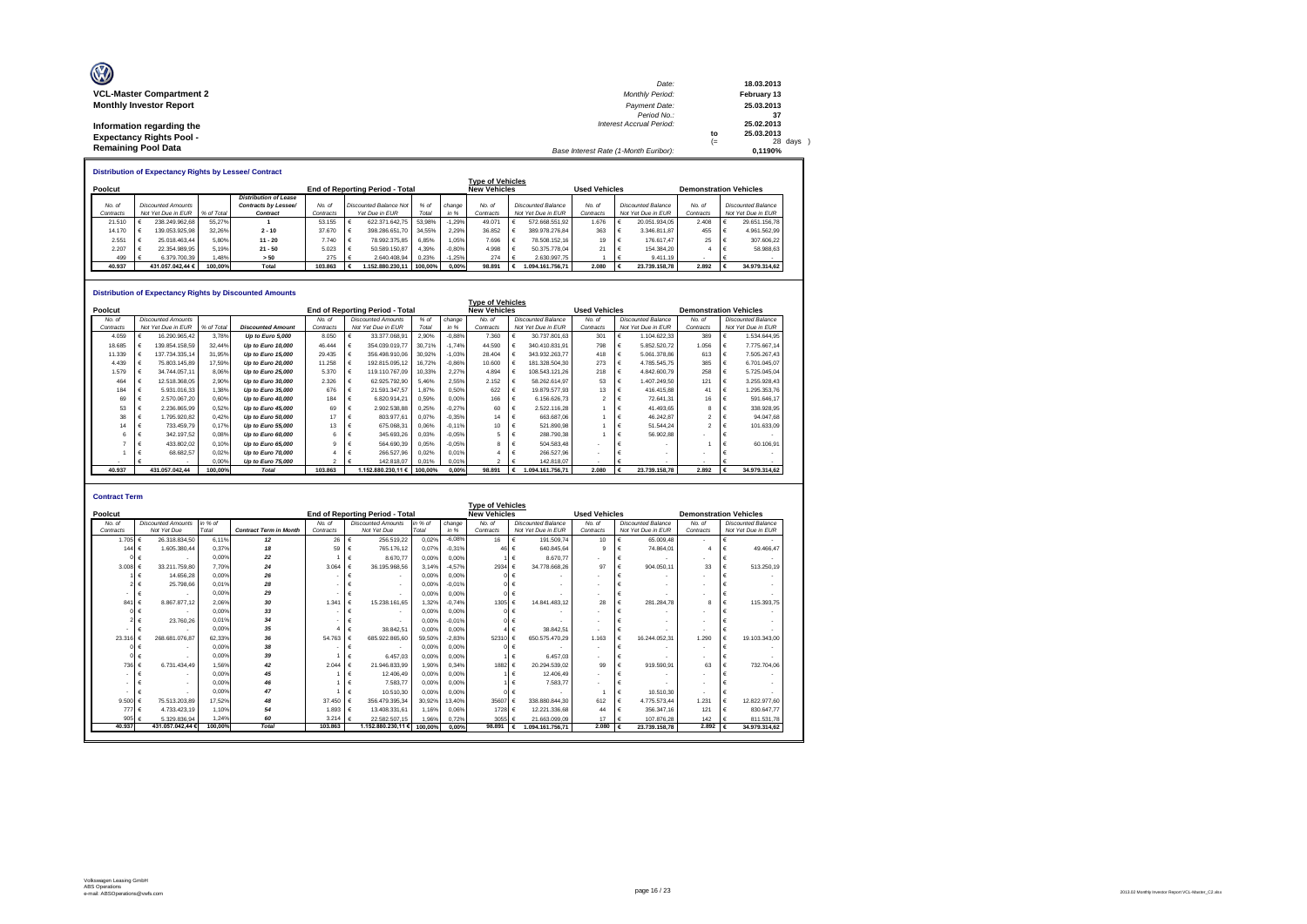**VCL-Master Compartment 2**
**Monthly Investor Report**

**Information regarding the Expectancy Rights Pool - Remaining Pool Data**

| | | |
|---|---|---|
| Date: | | 18.03.2013 |
| Monthly Period: | | February 13 |
| Payment Date: | | 25.03.2013 |
| Period No.: | | 37 |
| Interest Accrual Period: | | 25.02.2013 |
| | to | 25.03.2013 |
| | (= | 28 days ) |
| Base Interest Rate (1-Month Euribor): | | 0,1190% |

### Distribution of Expectancy Rights by Lessee/ Contract

| Poolcut | | | | End of Reporting Period - Total | | | | Type of Vehicles New Vehicles | | Used Vehicles | | Demonstration Vehicles | |
|---|---|---|---|---|---|---|---|---|---|---|---|---|---|
| No. of Contracts | Discounted Amounts Not Yet Due in EUR | % of Total | Distribution of Lease Contracts by Lessee/ Contract | No. of Contracts | Discounted Balance Not Yet Due in EUR | % of Total | change in % | No. of Contracts | Discounted Balance Not Yet Due in EUR | No. of Contracts | Discounted Balance Not Yet Due in EUR | No. of Contracts | Discounted Balance Not Yet Due in EUR |
| 21.510 | € 238.249.962,68 | 55,27% | 1 | 53.155 | € 622.371.642,75 | 53,98% | -1,29% | 49.071 | € 572.668.551,92 | 1.676 | € 20.051.934,05 | 2.408 | € 29.651.156,78 |
| 14.170 | € 139.053.925,98 | 32,26% | 2 - 10 | 37.670 | € 398.286.651,70 | 34,55% | 2,29% | 36.852 | € 389.978.276,84 | 363 | € 3.346.811,87 | 455 | € 4.961.562,99 |
| 2.551 | € 25.018.463,44 | 5,80% | 11 - 20 | 7.740 | € 78.992.375,85 | 6,85% | 1,05% | 7.696 | € 78.508.152,16 | 19 | € 176.617,47 | 25 | € 307.606,22 |
| 2.207 | € 22.354.989,95 | 5,19% | 21 - 50 | 5.023 | € 50.589.150,87 | 4,39% | -0,80% | 4.998 | € 50.375.778,04 | 21 | € 154.384,20 | 4 | € 58.988,63 |
| 499 | € 6.379.700,39 | 1,48% | > 50 | 275 | € 2.640.408,94 | 0,23% | -1,25% | 274 | € 2.630.997,75 | 1 | € 9.411,19 | - | € - |
| 40.937 | 431.057.042,44 € | 100,00% | Total | 103.863 | € 1.152.880.230,11 | 100,00% | 0,00% | 98.891 | € 1.094.161.756,71 | 2.080 | € 23.739.158,78 | 2.892 | € 34.979.314,62 |

### Distribution of Expectancy Rights by Discounted Amounts

| Poolcut | | | | End of Reporting Period - Total | | | | Type of Vehicles New Vehicles | | Used Vehicles | | Demonstration Vehicles | |
|---|---|---|---|---|---|---|---|---|---|---|---|---|---|
| No. of Contracts | Discounted Amounts Not Yet Due in EUR | % of Total | Discounted Amount | No. of Contracts | Discounted Amounts Not Yet Due in EUR | % of Total | change in % | No. of Contracts | Discounted Balance Not Yet Due in EUR | No. of Contracts | Discounted Balance Not Yet Due in EUR | No. of Contracts | Discounted Balance Not Yet Due in EUR |
| 4.059 | € 16.290.965,42 | 3,78% | Up to Euro 5,000 | 8.050 | € 33.377.068,91 | 2,90% | -0,88% | 7.360 | € 30.737.801,63 | 301 | € 1.104.622,33 | 389 | € 1.534.644,95 |
| 18.685 | € 139.854.158,59 | 32,44% | Up to Euro 10,000 | 46.444 | € 354.039.019,77 | 30,71% | -1,74% | 44.590 | € 340.410.831,91 | 798 | € 5.852.520,72 | 1.056 | € 7.775.667,14 |
| 11.339 | € 137.734.335,14 | 31,95% | Up to Euro 15,000 | 29.435 | € 356.498.910,06 | 30,92% | -1,03% | 28.404 | € 343.932.263,77 | 418 | € 5.061.378,86 | 613 | € 7.505.267,43 |
| 4.439 | € 75.803.145,89 | 17,59% | Up to Euro 20,000 | 11.258 | € 192.815.095,12 | 16,72% | -0,86% | 10.600 | € 181.328.504,30 | 273 | € 4.785.545,75 | 385 | € 6.701.045,07 |
| 1.579 | € 34.744.057,11 | 8,06% | Up to Euro 25,000 | 5.370 | € 119.110.767,09 | 10,33% | 2,27% | 4.894 | € 108.543.121,26 | 218 | € 4.842.600,79 | 258 | € 5.725.045,04 |
| 464 | € 12.518.368,05 | 2,90% | Up to Euro 30,000 | 2.326 | € 62.925.792,90 | 5,46% | 2,55% | 2.152 | € 58.262.614,97 | 53 | € 1.407.249,50 | 121 | € 3.255.928,43 |
| 184 | € 5.931.016,33 | 1,38% | Up to Euro 35,000 | 676 | € 21.591.347,57 | 1,87% | 0,50% | 622 | € 19.879.577,93 | 13 | € 416.415,88 | 41 | € 1.295.353,76 |
| 69 | € 2.570.067,20 | 0,60% | Up to Euro 40,000 | 184 | € 6.820.914,21 | 0,59% | 0,00% | 166 | € 6.156.626,73 | 2 | € 72.641,31 | 16 | € 591.646,17 |
| 53 | € 2.236.865,99 | 0,52% | Up to Euro 45,000 | 69 | € 2.902.538,88 | 0,25% | -0,27% | 60 | € 2.522.116,28 | 1 | € 41.493,65 | 8 | € 338.928,95 |
| 38 | € 1.795.920,82 | 0,42% | Up to Euro 50,000 | 17 | € 803.977,61 | 0,07% | -0,35% | 14 | € 663.687,06 | 1 | € 46.242,87 | 2 | € 94.047,68 |
| 14 | € 733.459,79 | 0,17% | Up to Euro 55,000 | 13 | € 675.068,31 | 0,06% | -0,11% | 10 | € 521.890,98 | 1 | € 51.544,24 | 2 | € 101.633,09 |
| 6 | € 342.197,52 | 0,08% | Up to Euro 60,000 | 6 | € 345.693,26 | 0,03% | -0,05% | 5 | € 288.790,38 | 1 | € 56.902,88 | - | € - |
| 7 | € 433.802,02 | 0,10% | Up to Euro 65,000 | 9 | € 564.690,39 | 0,05% | -0,05% | 8 | € 504.583,48 | - | € - | 1 | € 60.106,91 |
| 1 | € 68.682,57 | 0,02% | Up to Euro 70,000 | 4 | € 266.527,96 | 0,02% | 0,01% | 4 | € 266.527,96 | - | € - | - | € - |
| - | € - | 0,00% | Up to Euro 75,000 | 2 | € 142.818,07 | 0,01% | 0,01% | 2 | € 142.818,07 | - | € - | - | € - |
| 40.937 | 431.057.042,44 | 100,00% | Total | 103.863 | 1.152.880.230,11 € | 100,00% | 0,00% | 98.891 | € 1.094.161.756,71 | 2.080 | € 23.739.158,78 | 2.892 | € 34.979.314,62 |

### Contract Term

| Poolcut | | | | End of Reporting Period - Total | | | | Type of Vehicles New Vehicles | | Used Vehicles | | Demonstration Vehicles | |
|---|---|---|---|---|---|---|---|---|---|---|---|---|---|
| No. of Contracts | Discounted Amounts Not Yet Due | in % of Total | Contract Term in Month | No. of Contracts | Discounted Amounts Not Yet Due | in % of Total | change in % | No. of Contracts | Discounted Balance Not Yet Due in EUR | No. of Contracts | Discounted Balance Not Yet Due in EUR | No. of Contracts | Discounted Balance Not Yet Due in EUR |
| 1.705 | € 26.318.834,50 | 6,11% | 12 | 26 | € 256.519,22 | 0,02% | -6,08% | 16 | € 191.509,74 | 10 | € 65.009,48 | - | € - |
| 144 | € 1.605.380,44 | 0,37% | 18 | 59 | € 765.176,12 | 0,07% | -0,31% | 46 | € 640.845,64 | 9 | € 74.864,01 | 4 | € 49.466,47 |
| 0 | € - | 0,00% | 22 | 1 | € 8.670,77 | 0,00% | 0,00% | 1 | € 8.670,77 | - | € - | - | € - |
| 3.008 | € 33.211.759,80 | 7,70% | 24 | 3.064 | € 36.195.968,56 | 3,14% | -4,57% | 2934 | € 34.778.668,26 | 97 | € 904.050,11 | 33 | € 513.250,19 |
| 1 | € 14.656,28 | 0,00% | 26 | - | € - | 0,00% | 0,00% | 0 | € - | - | € - | - | € - |
| 2 | € 25.798,66 | 0,01% | 28 | - | € - | 0,00% | -0,01% | 0 | € - | - | € - | - | € - |
| - | € - | 0,00% | 29 | - | € - | 0,00% | 0,00% | 0 | € - | - | € - | - | € - |
| 841 | € 8.867.877,12 | 2,06% | 30 | 1.341 | € 15.238.161,65 | 1,32% | -0,74% | 1305 | € 14.841.483,12 | 28 | € 281.284,78 | 8 | € 115.393,75 |
| 0 | € - | 0,00% | 33 | - | € - | 0,00% | 0,00% | 0 | € - | - | € - | - | € - |
| 2 | € 23.760,26 | 0,01% | 34 | - | € - | 0,00% | -0,01% | 0 | € - | - | € - | - | € - |
| - | € - | 0,00% | 35 | 4 | € 38.842,51 | 0,00% | 0,00% | 4 | € 38.842,51 | - | € - | - | € - |
| 23.316 | € 268.681.076,87 | 62,33% | 36 | 54.763 | € 685.922.865,60 | 59,50% | -2,83% | 52310 | € 650.575.470,29 | 1.163 | € 16.244.052,31 | 1.290 | € 19.103.343,00 |
| 0 | € - | 0,00% | 38 | - | € - | 0,00% | 0,00% | 0 | € - | - | € - | - | € - |
| 0 | € - | 0,00% | 39 | 1 | € 6.457,03 | 0,00% | 0,00% | 1 | € 6.457,03 | - | € - | - | € - |
| 736 | € 6.731.434,49 | 1,56% | 42 | 2.044 | € 21.946.833,99 | 1,90% | 0,34% | 1882 | € 20.294.539,02 | 99 | € 919.590,91 | 63 | € 732.704,06 |
| - | € - | 0,00% | 45 | 1 | € 12.406,49 | 0,00% | 0,00% | 1 | € 12.406,49 | - | € - | - | € - |
| - | € - | 0,00% | 46 | 1 | € 7.583,77 | 0,00% | 0,00% | 1 | € 7.583,77 | - | € - | - | € - |
| - | € - | 0,00% | 47 | 1 | € 10.510,30 | 0,00% | 0,00% | 0 | € - | 1 | € 10.510,30 | - | € - |
| 9.500 | € 75.513.203,89 | 17,52% | 48 | 37.450 | € 356.479.395,34 | 30,92% | 13,40% | 35607 | € 338.880.844,30 | 612 | € 4.775.573,44 | 1.231 | € 12.822.977,60 |
| 777 | € 4.733.423,19 | 1,10% | 54 | 1.893 | € 13.408.331,61 | 1,16% | 0,06% | 1728 | € 12.221.336,68 | 44 | € 356.347,16 | 121 | € 830.647,77 |
| 905 | € 5.329.836,94 | 1,24% | 60 | 3.214 | € 22.582.507,15 | 1,96% | 0,72% | 3055 | € 21.663.099,09 | 17 | € 107.876,28 | 142 | € 811.531,78 |
| 40.937 | 431.057.042,44 € | 100,00% | Total | 103.863 | 1.152.880.230,11 € | 100,00% | 0,00% | 98.891 | € 1.094.161.756,71 | 2.080 | € 23.739.158,78 | 2.892 | € 34.979.314,62 |

Volkswagen Leasing GmbH
ABS Operations
e-mail: ABSOperations@vwfs.com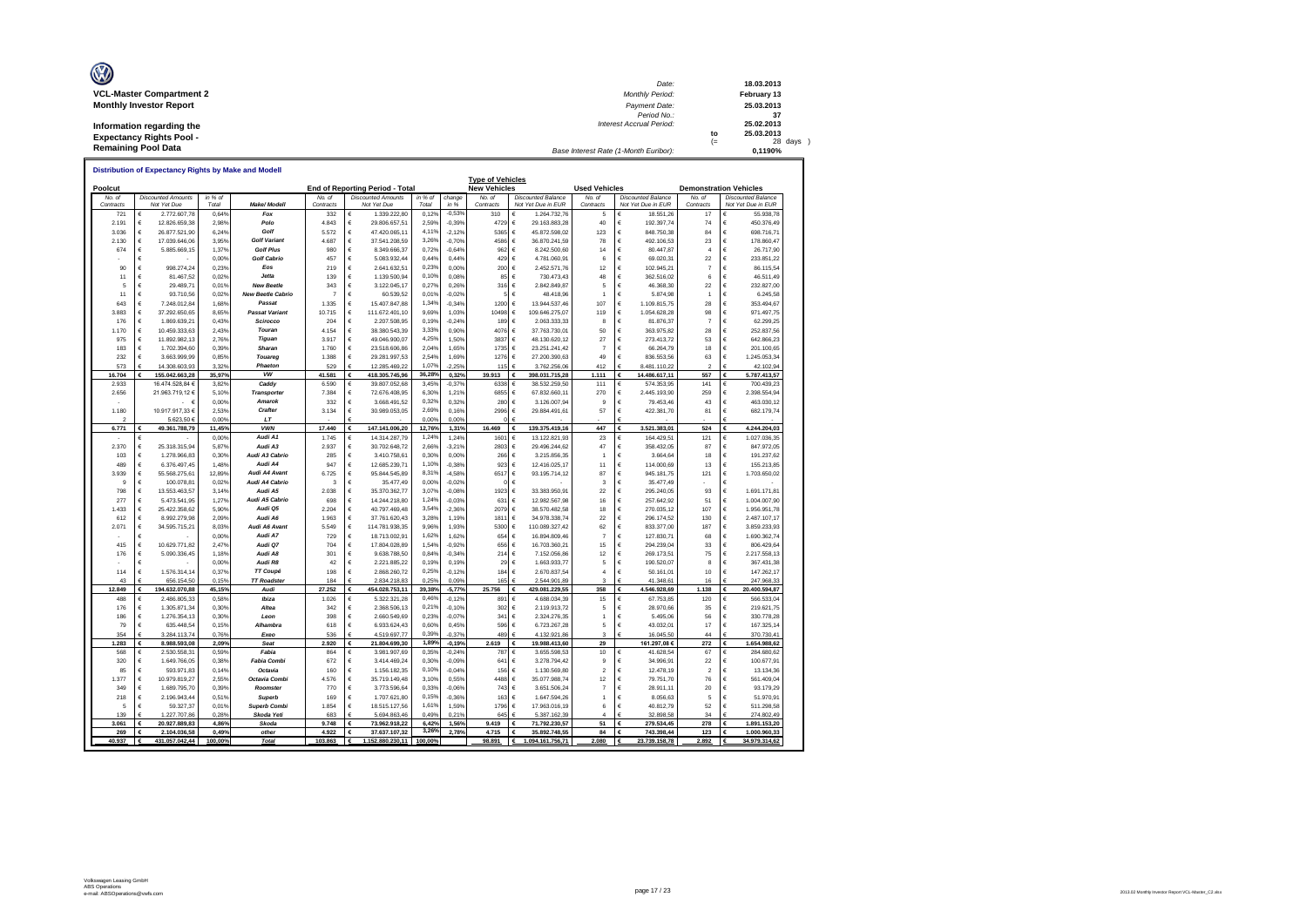**VCL-Master Compartment 2**
**Monthly Investor Report**

**Information regarding the Expectancy Rights Pool - Remaining Pool Data**

| | | |
|---|---|---|
| Date: | | 18.03.2013 |
| Monthly Period: | | February 13 |
| Payment Date: | | 25.03.2013 |
| Period No.: | | 37 |
| Interest Accrual Period: | | 25.02.2013 |
| | to | 25.03.2013 |
| | (= | 28 days ) |
| Base Interest Rate (1-Month Euribor): | | 0,1190% |

## Distribution of Expectancy Rights by Make and Modell

| Poolcut No. of Contracts | Poolcut Discounted Amounts Not Yet Due | Poolcut in % of Total | Make/ Modell | End of Reporting Period - Total No. of Contracts | End of Reporting Period - Total Discounted Amounts Not Yet Due | End of Reporting Period - Total in % of Total | change in % | New Vehicles No. of Contracts | New Vehicles Discounted Balance Not Yet Due in EUR | Used Vehicles No. of Contracts | Used Vehicles Discounted Balance Not Yet Due in EUR | Demonstration Vehicles No. of Contracts | Demonstration Vehicles Discounted Balance Not Yet Due in EUR |
|---|---|---|---|---|---|---|---|---|---|---|---|---|---|
| 721 | € 2.772.607,78 | 0,64% | Fox | 332 | € 1.339.222,80 | 0,12% | -0,53% | 310 | € 1.264.732,76 | 5 | € 18.551,26 | 17 | € 55.938,78 |
| 2.191 | € 12.826.659,38 | 2,98% | Polo | 4.843 | € 29.806.657,51 | 2,59% | -0,39% | 4729 | € 29.163.883,28 | 40 | € 192.397,74 | 74 | € 450.376,49 |
| 3.036 | € 26.877.521,90 | 6,24% | Golf | 5.572 | € 47.420.065,11 | 4,11% | -2,12% | 5365 | € 45.872.598,02 | 123 | € 848.750,38 | 84 | € 698.716,71 |
| 2.130 | € 17.039.646,06 | 3,95% | Golf Variant | 4.687 | € 37.541.208,59 | 3,26% | -0,70% | 4586 | € 36.870.241,59 | 78 | € 492.106,53 | 23 | € 178.860,47 |
| 674 | € 5.885.669,15 | 1,37% | Golf Plus | 980 | € 8.349.666,37 | 0,72% | -0,64% | 962 | € 8.242.500,60 | 14 | € 80.447,87 | 4 | € 26.717,90 |
| - | € - | 0,00% | Golf Cabrio | 457 | € 5.083.932,44 | 0,44% | 0,44% | 429 | € 4.781.060,91 | 6 | € 69.020,31 | 22 | € 233.851,22 |
| 90 | € 998.274,24 | 0,23% | Eos | 219 | € 2.641.632,51 | 0,23% | 0,00% | 200 | € 2.452.571,76 | 12 | € 102.945,21 | 7 | € 86.115,54 |
| 11 | € 81.467,52 | 0,02% | Jetta | 139 | € 1.139.500,94 | 0,10% | 0,08% | 85 | € 730.473,43 | 48 | € 362.516,02 | 6 | € 46.511,49 |
| 5 | € 29.489,71 | 0,01% | New Beetle | 343 | € 3.122.045,17 | 0,27% | 0,26% | 316 | € 2.842.849,87 | 5 | € 46.368,30 | 22 | € 232.827,00 |
| 11 | € 93.710,56 | 0,02% | New Beetle Cabrio | 7 | € 60.539,52 | 0,01% | -0,02% | 5 | € 48.418,96 | 1 | € 5.874,98 | 1 | € 6.245,58 |
| 643 | € 7.248.012,84 | 1,68% | Passat | 1.335 | € 15.407.847,88 | 1,34% | -0,34% | 1200 | € 13.944.537,46 | 107 | € 1.109.815,75 | 28 | € 353.494,67 |
| 3.883 | € 37.292.650,65 | 8,65% | Passat Variant | 10.715 | € 111.672.401,10 | 9,69% | 1,03% | 10498 | € 109.646.275,07 | 119 | € 1.054.628,28 | 98 | € 971.497,75 |
| 176 | € 1.869.639,21 | 0,43% | Scirocco | 204 | € 2.207.508,95 | 0,19% | -0,24% | 189 | € 2.063.333,33 | 8 | € 81.876,37 | 7 | € 62.299,25 |
| 1.170 | € 10.459.333,63 | 2,43% | Touran | 4.154 | € 38.380.543,39 | 3,33% | 0,90% | 4076 | € 37.763.730,01 | 50 | € 363.975,82 | 28 | € 252.837,56 |
| 975 | € 11.892.982,13 | 2,76% | Tiguan | 3.917 | € 49.046.900,07 | 4,25% | 1,50% | 3837 | € 48.130.620,12 | 27 | € 273.413,72 | 53 | € 642.866,23 |
| 183 | € 1.702.394,60 | 0,39% | Sharan | 1.760 | € 23.518.606,86 | 2,04% | 1,65% | 1735 | € 23.251.241,42 | 7 | € 66.264,79 | 18 | € 201.100,65 |
| 232 | € 3.663.999,99 | 0,85% | Touareg | 1.388 | € 29.281.997,53 | 2,54% | 1,69% | 1276 | € 27.200.390,63 | 49 | € 836.553,56 | 63 | € 1.245.053,34 |
| 573 | € 14.308.603,93 | 3,32% | Phaeton | 529 | € 12.285.469,22 | 1,07% | -2,25% | 115 | € 3.762.256,06 | 412 | € 8.481.110,22 | 2 | € 42.102,94 |
| **16.704** | **€ 155.042.663,28** | **35,97%** | **VW** | **41.581** | **€ 418.305.745,96** | **36,28%** | **0,32%** | **39.913** | **€ 398.031.715,28** | **1.111** | **€ 14.486.617,11** | **557** | **€ 5.787.413,57** |
| 2.933 | 16.474.528,84 € | 3,82% | Caddy | 6.590 | € 39.807.052,68 | 3,45% | -0,37% | 6338 | € 38.532.259,50 | 111 | € 574.353,95 | 141 | € 700.439,23 |
| 2.656 | 21.963.719,12 € | 5,10% | Transporter | 7.384 | € 72.676.408,95 | 6,30% | 1,21% | 6855 | € 67.832.660,11 | 270 | € 2.445.193,90 | 259 | € 2.398.554,94 |
| - | - € | 0,00% | Amarok | 332 | € 3.668.491,52 | 0,32% | 0,32% | 280 | € 3.126.007,94 | 9 | € 79.453,46 | 43 | € 463.030,12 |
| 1.180 | 10.917.917,33 € | 2,53% | Crafter | 3.134 | € 30.989.053,05 | 2,69% | 0,16% | 2996 | € 29.884.491,61 | 57 | € 422.381,70 | 81 | € 682.179,74 |
| 2 | 5.623,50 € | 0,00% | LT | - | € - | 0,00% | 0,00% | 0 | € - | - | € - | - | € - |
| **6.771** | **€ 49.361.788,79** | **11,45%** | **VWN** | **17.440** | **€ 147.141.006,20** | **12,76%** | **1,31%** | **16.469** | **€ 139.375.419,16** | **447** | **€ 3.521.383,01** | **524** | **€ 4.244.204,03** |
| - | € - | 0,00% | Audi A1 | 1.745 | € 14.314.287,79 | 1,24% | 1,24% | 1601 | € 13.122.821,93 | 23 | € 164.429,51 | 121 | € 1.027.036,35 |
| 2.370 | € 25.318.315,94 | 5,87% | Audi A3 | 2.937 | € 30.702.648,72 | 2,66% | -3,21% | 2803 | € 29.496.244,62 | 47 | € 358.432,05 | 87 | € 847.972,05 |
| 103 | € 1.278.966,83 | 0,30% | Audi A3 Cabrio | 285 | € 3.410.758,61 | 0,30% | 0,00% | 266 | € 3.215.856,35 | 1 | € 3.664,64 | 18 | € 191.237,62 |
| 489 | € 6.376.497,45 | 1,48% | Audi A4 | 947 | € 12.685.239,71 | 1,10% | -0,38% | 923 | € 12.416.025,17 | 11 | € 114.000,69 | 13 | € 155.213,85 |
| 3.939 | € 55.568.275,61 | 12,89% | Audi A4 Avant | 6.725 | € 95.844.545,89 | 8,31% | -4,58% | 6517 | € 93.195.714,12 | 87 | € 945.181,75 | 121 | € 1.703.650,02 |
| 9 | € 100.078,81 | 0,02% | Audi A4 Cabrio | 3 | € 35.477,49 | 0,00% | -0,02% | 0 | € - | 3 | € 35.477,49 | - | € - |
| 798 | € 13.553.463,57 | 3,14% | Audi A5 | 2.038 | € 35.370.362,77 | 3,07% | -0,08% | 1923 | € 33.383.950,91 | 22 | € 295.240,05 | 93 | € 1.691.171,81 |
| 277 | € 5.473.541,95 | 1,27% | Audi A5 Cabrio | 698 | € 14.244.218,80 | 1,24% | -0,03% | 631 | € 12.982.567,98 | 16 | € 257.642,92 | 51 | € 1.004.007,90 |
| 1.433 | € 25.422.358,62 | 5,90% | Audi Q5 | 2.204 | € 40.797.469,48 | 3,54% | -2,36% | 2079 | € 38.570.482,58 | 18 | € 270.035,12 | 107 | € 1.956.951,78 |
| 612 | € 8.992.279,98 | 2,09% | Audi A6 | 1.963 | € 37.761.620,43 | 3,28% | 1,19% | 1811 | € 34.978.338,74 | 22 | € 296.174,52 | 130 | € 2.487.107,17 |
| 2.071 | € 34.595.715,21 | 8,03% | Audi A6 Avant | 5.549 | € 114.781.938,35 | 9,96% | 1,93% | 5300 | € 110.089.327,42 | 62 | € 833.377,00 | 187 | € 3.859.233,93 |
| - | € - | 0,00% | Audi A7 | 729 | € 18.713.002,91 | 1,62% | 1,62% | 654 | € 16.894.809,46 | 7 | € 127.830,71 | 68 | € 1.690.362,74 |
| 415 | € 10.629.771,82 | 2,47% | Audi Q7 | 704 | € 17.804.028,89 | 1,54% | -0,92% | 656 | € 16.703.360,21 | 15 | € 294.239,04 | 33 | € 806.429,64 |
| 176 | € 5.090.336,45 | 1,18% | Audi A8 | 301 | € 9.638.788,50 | 0,84% | -0,34% | 214 | € 7.152.056,86 | 12 | € 269.173,51 | 75 | € 2.217.558,13 |
| - | € - | 0,00% | Audi R8 | 42 | € 2.221.885,22 | 0,19% | 0,19% | 29 | € 1.663.933,77 | 5 | € 190.520,07 | 8 | € 367.431,38 |
| 114 | € 1.576.314,14 | 0,37% | TT Coupé | 198 | € 2.868.260,72 | 0,25% | -0,12% | 184 | € 2.670.837,54 | 4 | € 50.161,01 | 10 | € 147.262,17 |
| 43 | € 656.154,50 | 0,15% | TT Roadster | 184 | € 2.834.218,83 | 0,25% | 0,09% | 165 | € 2.544.901,89 | 3 | € 41.348,61 | 16 | € 247.968,33 |
| **12.849** | **€ 194.632.070,88** | **45,15%** | **Audi** | **27.252** | **€ 454.028.753,11** | **39,38%** | **-5,77%** | **25.756** | **€ 429.081.229,55** | **358** | **€ 4.546.928,69** | **1.138** | **€ 20.400.594,87** |
| 488 | € 2.486.805,33 | 0,58% | Ibiza | 1.026 | € 5.322.321,28 | 0,46% | -0,12% | 891 | € 4.688.034,39 | 15 | € 67.753,85 | 120 | € 566.533,04 |
| 176 | € 1.305.871,34 | 0,30% | Altea | 342 | € 2.368.506,13 | 0,21% | -0,10% | 302 | € 2.119.913,72 | 5 | € 28.970,66 | 35 | € 219.621,75 |
| 186 | € 1.276.354,13 | 0,30% | Leon | 398 | € 2.660.549,69 | 0,23% | -0,07% | 341 | € 2.324.276,35 | 1 | € 5.495,06 | 56 | € 330.778,28 |
| 79 | € 635.448,54 | 0,15% | Alhambra | 618 | € 6.933.624,43 | 0,60% | 0,45% | 596 | € 6.723.267,28 | 5 | € 43.032,01 | 17 | € 167.325,14 |
| 354 | € 3.284.113,74 | 0,76% | Exeo | 536 | € 4.519.697,77 | 0,39% | -0,37% | 489 | € 4.132.921,86 | 3 | € 16.045,50 | 44 | € 370.730,41 |
| **1.283** | **€ 8.988.593,08** | **2,09%** | **Seat** | **2.920** | **€ 21.804.699,30** | **1,89%** | **-0,19%** | **2.619** | **€ 19.988.413,60** | **29** | **161.297,08 €** | **272** | **€ 1.654.988,62** |
| 568 | € 2.530.558,31 | 0,59% | Fabia | 864 | € 3.981.907,69 | 0,35% | -0,24% | 787 | € 3.655.598,53 | 10 | € 41.628,54 | 67 | € 284.680,62 |
| 320 | € 1.649.766,05 | 0,38% | Fabia Combi | 672 | € 3.414.469,24 | 0,30% | -0,09% | 641 | € 3.278.794,42 | 9 | € 34.996,91 | 22 | € 100.677,91 |
| 85 | € 593.971,83 | 0,14% | Octavia | 160 | € 1.156.182,35 | 0,10% | -0,04% | 156 | € 1.130.569,80 | 2 | € 12.478,19 | 2 | € 13.134,36 |
| 1.377 | € 10.979.819,27 | 2,55% | Octavia Combi | 4.576 | € 35.719.149,48 | 3,10% | 0,55% | 4488 | € 35.077.988,74 | 12 | € 79.751,70 | 76 | € 561.409,04 |
| 349 | € 1.689.795,70 | 0,39% | Roomster | 770 | € 3.773.596,64 | 0,33% | -0,06% | 743 | € 3.651.506,24 | 7 | € 28.911,11 | 20 | € 93.179,29 |
| 218 | € 2.196.943,44 | 0,51% | Superb | 169 | € 1.707.621,80 | 0,15% | -0,36% | 163 | € 1.647.594,26 | 1 | € 8.056,63 | 5 | € 51.970,91 |
| 5 | € 59.327,37 | 0,01% | Superb Combi | 1.854 | € 18.515.127,56 | 1,61% | 1,59% | 1796 | € 17.963.016,19 | 6 | € 40.812,79 | 52 | € 511.298,58 |
| 139 | € 1.227.707,86 | 0,28% | Skoda Yeti | 683 | € 5.694.863,46 | 0,49% | 0,21% | 645 | € 5.387.162,39 | 4 | € 32.898,58 | 34 | € 274.802,49 |
| **3.061** | **€ 20.927.889,83** | **4,86%** | **Skoda** | **9.748** | **€ 73.962.918,22** | **6,42%** | **1,56%** | **9.419** | **€ 71.792.230,57** | **51** | **€ 279.534,45** | **278** | **€ 1.891.153,20** |
| **269** | **€ 2.104.036,58** | **0,49%** | **other** | **4.922** | **€ 37.637.107,32** | **3,26%** | **2,78%** | **4.715** | **€ 35.892.748,55** | **84** | **€ 743.398,44** | **123** | **€ 1.000.960,33** |
| **40.937** | **€ 431.057.042,44** | **100,00%** | **Total** | **103.863** | **€ 1.152.880.230,11** | **100,00%** | | **98.891** | **€ 1.094.161.756,71** | **2.080** | **€ 23.739.158,78** | **2.892** | **€ 34.979.314,62** |

Volkswagen Leasing GmbH
ABS Operations
e-mail: ABSOperations@vwfs.com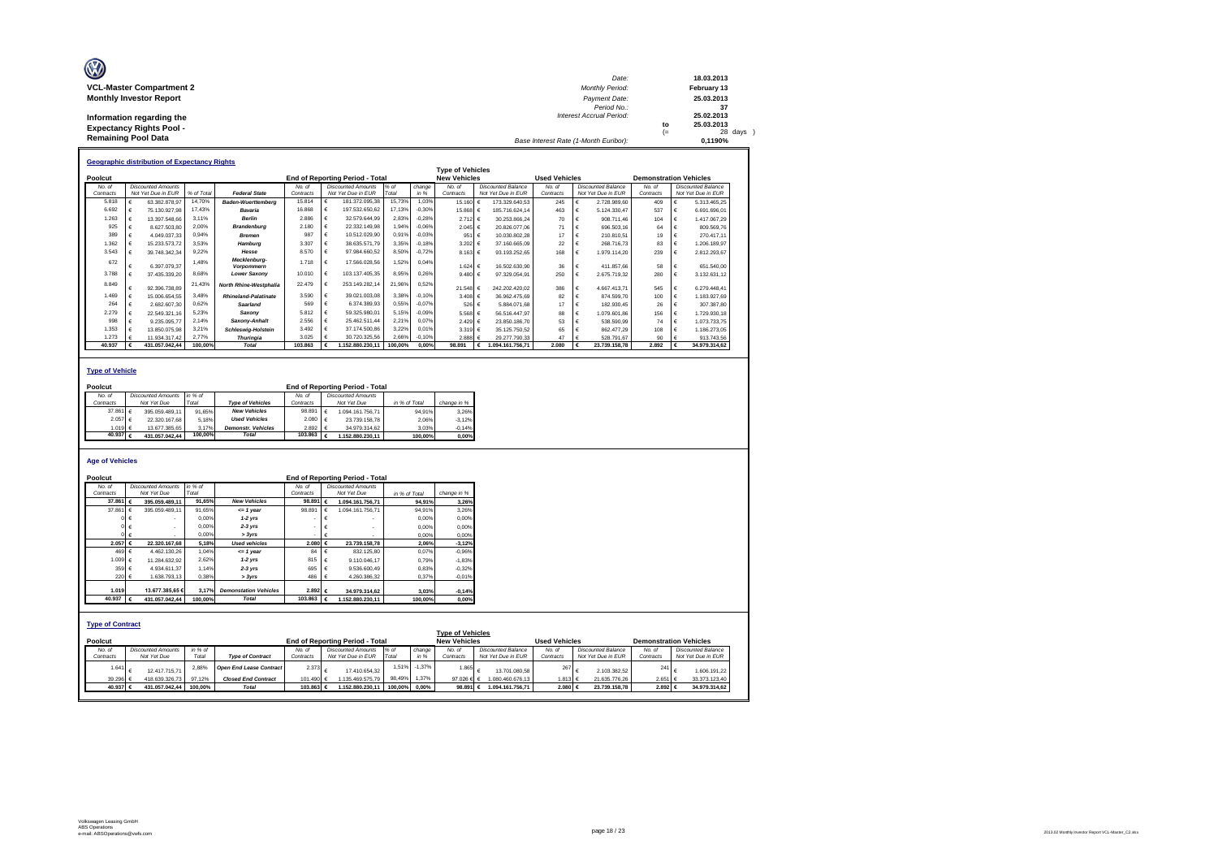**VCL-Master Compartment 2**
**Monthly Investor Report**

**Information regarding the Expectancy Rights Pool - Remaining Pool Data**

| | | |
|---|---|---|
| Date: | | 18.03.2013 |
| Monthly Period: | | February 13 |
| Payment Date: | | 25.03.2013 |
| Period No.: | | 37 |
| Interest Accrual Period: | | 25.02.2013 |
| | to | 25.03.2013 |
| | (= | 28 days ) |
| Base Interest Rate (1-Month Euribor): | | 0,1190% |

## Geographic distribution of Expectancy Rights

| Poolcut | | | | End of Reporting Period - Total | | | | Type of Vehicles New Vehicles | | Used Vehicles | | Demonstration Vehicles | |
|---|---|---|---|---|---|---|---|---|---|---|---|---|---|
| No. of Contracts | Discounted Amounts Not Yet Due in EUR | % of Total | Federal State | No. of Contracts | Discounted Amounts Not Yet Due in EUR | % of Total | change in % | No. of Contracts | Discounted Balance Not Yet Due in EUR | No. of Contracts | Discounted Balance Not Yet Due in EUR | No. of Contracts | Discounted Balance Not Yet Due in EUR |
| 5.818 | € 63.382.878,97 | 14,70% | Baden-Wuerttemberg | 15.814 | € 181.372.095,38 | 15,73% | 1,03% | 15.160 | € 173.329.640,53 | 245 | € 2.728.989,60 | 409 | € 5.313.465,25 |
| 6.692 | € 75.130.927,98 | 17,43% | Bavaria | 16.868 | € 197.532.650,62 | 17,13% | -0,30% | 15.868 | € 185.716.624,14 | 463 | € 5.124.330,47 | 537 | € 6.691.696,01 |
| 1.263 | € 13.397.548,66 | 3,11% | Berlin | 2.886 | € 32.579.644,99 | 2,83% | -0,28% | 2.712 | € 30.253.866,24 | 70 | € 908.711,46 | 104 | € 1.417.067,29 |
| 925 | € 8.627.503,80 | 2,00% | Brandenburg | 2.180 | € 22.332.149,98 | 1,94% | -0,06% | 2.045 | € 20.826.077,06 | 71 | € 696.503,16 | 64 | € 809.569,76 |
| 389 | € 4.049.037,33 | 0,94% | Bremen | 987 | € 10.512.029,90 | 0,91% | -0,03% | 951 | € 10.030.802,28 | 17 | € 210.810,51 | 19 | € 270.417,11 |
| 1.362 | € 15.233.573,72 | 3,53% | Hamburg | 3.307 | € 38.635.571,79 | 3,35% | -0,18% | 3.202 | € 37.160.665,09 | 22 | € 268.716,73 | 83 | € 1.206.189,97 |
| 3.543 | € 39.748.342,34 | 9,22% | Hesse | 8.570 | € 97.984.660,52 | 8,50% | -0,72% | 8.163 | € 93.193.252,65 | 168 | € 1.979.114,20 | 239 | € 2.812.293,67 |
| 672 | € 6.397.079,37 | 1,48% | Mecklenburg-Vorpommern | 1.718 | € 17.566.028,56 | 1,52% | 0,04% | 1.624 | € 16.502.630,90 | 36 | € 411.857,66 | 58 | € 651.540,00 |
| 3.788 | € 37.435.339,20 | 8,68% | Lower Saxony | 10.010 | € 103.137.405,35 | 8,95% | 0,26% | 9.480 | € 97.329.054,91 | 250 | € 2.675.719,32 | 280 | € 3.132.631,12 |
| 8.849 | € 92.396.738,89 | 21,43% | North Rhine-Westphalia | 22.479 | € 253.149.282,14 | 21,96% | 0,52% | 21.548 | € 242.202.420,02 | 386 | € 4.667.413,71 | 545 | € 6.279.448,41 |
| 1.469 | € 15.006.654,55 | 3,48% | Rhineland-Palatinate | 3.590 | € 39.021.003,08 | 3,38% | -0,10% | 3.408 | € 36.962.475,69 | 82 | € 874.599,70 | 100 | € 1.183.927,69 |
| 264 | € 2.682.607,30 | 0,62% | Saarland | 569 | € 6.374.389,93 | 0,55% | -0,07% | 526 | € 5.884.071,68 | 17 | € 182.930,45 | 26 | € 307.387,80 |
| 2.279 | € 22.549.321,16 | 5,23% | Saxony | 5.812 | € 59.325.980,01 | 5,15% | -0,09% | 5.568 | € 56.516.447,97 | 88 | € 1.079.601,86 | 156 | € 1.729.930,18 |
| 998 | € 9.235.095,77 | 2,14% | Saxony-Anhalt | 2.556 | € 25.462.511,44 | 2,21% | 0,07% | 2.429 | € 23.850.186,70 | 53 | € 538.590,99 | 74 | € 1.073.733,75 |
| 1.353 | € 13.850.075,98 | 3,21% | Schleswig-Holstein | 3.492 | € 37.174.500,86 | 3,22% | 0,01% | 3.319 | € 35.125.750,52 | 65 | € 862.477,29 | 108 | € 1.186.273,05 |
| 1.273 | € 11.934.317,42 | 2,77% | Thuringia | 3.025 | € 30.720.325,56 | 2,66% | -0,10% | 2.888 | € 29.277.790,33 | 47 | € 528.791,67 | 90 | € 913.743,56 |
| 40.937 | € 431.057.042,44 | 100,00% | Total | 103.863 | € 1.152.880.230,11 | 100,00% | 0,00% | 98.891 | € 1.094.161.756,71 | 2.080 | € 23.739.158,78 | 2.892 | € 34.979.314,62 |

## Type of Vehicle

| Poolcut | | | | End of Reporting Period - Total | | | |
|---|---|---|---|---|---|---|---|
| No. of Contracts | Discounted Amounts Not Yet Due | in % of Total | Type of Vehicles | No. of Contracts | Discounted Amounts Not Yet Due | in % of Total | change in % |
| 37.861 | € 395.059.489,11 | 91,65% | New Vehicles | 98.891 | € 1.094.161.756,71 | 94,91% | 3,26% |
| 2.057 | € 22.320.167,68 | 5,18% | Used Vehicles | 2.080 | € 23.739.158,78 | 2,06% | -3,12% |
| 1.019 | € 13.677.385,65 | 3,17% | Demonstr. Vehicles | 2.892 | € 34.979.314,62 | 3,03% | -0,14% |
| 40.937 | € 431.057.042,44 | 100,00% | Total | 103.863 | € 1.152.880.230,11 | 100,00% | 0,00% |

## Age of Vehicles

| Poolcut | | | | End of Reporting Period - Total | | | |
|---|---|---|---|---|---|---|---|
| No. of Contracts | Discounted Amounts Not Yet Due | in % of Total | | No. of Contracts | Discounted Amounts Not Yet Due | in % of Total | change in % |
| 37.861 | € 395.059.489,11 | 91,65% | New Vehicles | 98.891 | € 1.094.161.756,71 | 94,91% | 3,26% |
| 37.861 | € 395.059.489,11 | 91,65% | <= 1 year | 98.891 | € 1.094.161.756,71 | 94,91% | 3,26% |
| 0 | € - | 0,00% | 1-2 yrs | - | € - | 0,00% | 0,00% |
| 0 | € - | 0,00% | 2-3 yrs | - | € - | 0,00% | 0,00% |
| 0 | € - | 0,00% | > 3yrs | - | € - | 0,00% | 0,00% |
| 2.057 | € 22.320.167,68 | 5,18% | Used vehicles | 2.080 | € 23.739.158,78 | 2,06% | -3,12% |
| 469 | € 4.462.130,26 | 1,04% | <= 1 year | 84 | € 832.125,80 | 0,07% | -0,96% |
| 1.009 | € 11.284.632,92 | 2,62% | 1-2 yrs | 815 | € 9.110.046,17 | 0,79% | -1,83% |
| 359 | € 4.934.611,37 | 1,14% | 2-3 yrs | 695 | € 9.536.600,49 | 0,83% | -0,32% |
| 220 | € 1.638.793,13 | 0,38% | > 3yrs | 486 | € 4.260.386,32 | 0,37% | -0,01% |
| 1.019 | 13.677.385,65 € | 3,17% | Demonstation Vehicles | 2.892 | € 34.979.314,62 | 3,03% | -0,14% |
| 40.937 | € 431.057.042,44 | 100,00% | Total | 103.863 | € 1.152.880.230,11 | 100,00% | 0,00% |

## Type of Contract

| Poolcut | | | | End of Reporting Period - Total | | | | Type of Vehicles New Vehicles | | Used Vehicles | | Demonstration Vehicles | |
|---|---|---|---|---|---|---|---|---|---|---|---|---|---|
| No. of Contracts | Discounted Amounts Not Yet Due | in % of Total | Type of Contract | No. of Contracts | Discounted Amounts Not Yet Due in EUR | % of Total | change in % | No. of Contracts | Discounted Balance Not Yet Due in EUR | No. of Contracts | Discounted Balance Not Yet Due in EUR | No. of Contracts | Discounted Balance Not Yet Due in EUR |
| 1.641 | € 12.417.715,71 | 2,88% | Open End Lease Contract | 2.373 | € 17.410.654,32 | 1,51% | -1,37% | 1.865 | € 13.701.080,58 | 267 | € 2.103.382,52 | 241 | € 1.606.191,22 |
| 39.296 | € 418.639.326,73 | 97,12% | Closed End Contract | 101.490 | € 1.135.469.575,79 | 98,49% | 1,37% | 97.026 | € 1.080.460.676,13 | 1.813 | € 21.635.776,26 | 2.651 | € 33.373.123,40 |
| 40.937 | € 431.057.042,44 | 100,00% | Total | 103.863 | € 1.152.880.230,11 | 100,00% | 0,00% | 98.891 | € 1.094.161.756,71 | 2.080 | € 23.739.158,78 | 2.892 | € 34.979.314,62 |

Volkswagen Leasing GmbH
ABS Operations
e-mail: ABSOperations@vwfs.com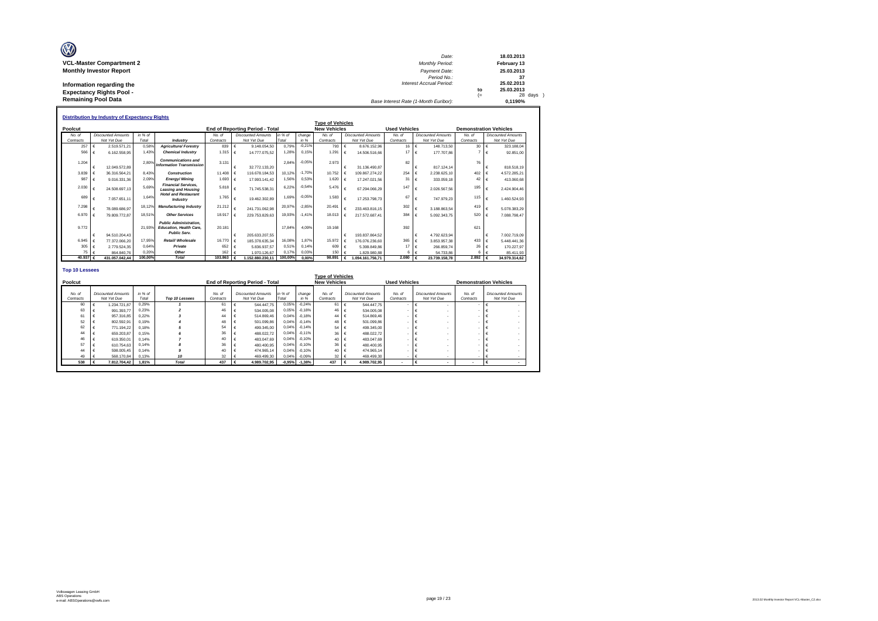**VCL-Master Compartment 2**
**Monthly Investor Report**

**Information regarding the Expectancy Rights Pool - Remaining Pool Data**

| | | |
|---|---|---|
| Date: | | 18.03.2013 |
| Monthly Period: | | February 13 |
| Payment Date: | | 25.03.2013 |
| Period No.: | | 37 |
| Interest Accrual Period: | | 25.02.2013 |
| | to | 25.03.2013 |
| | (= | 28 days ) |
| Base Interest Rate (1-Month Euribor): | | 0,1190% |

## Distribution by Industry of Expectancy Rights

| Poolcut | | | | End of Reporting Period - Total | | | | New Vehicles | | Used Vehicles | | Demonstration Vehicles | |
|---|---|---|---|---|---|---|---|---|---|---|---|---|---|
| No. of Contracts | Discounted Amounts Not Yet Due | in % of Total | Industry | No. of Contracts | Discounted Amounts Not Yet Due | in % of Total | change in % | No. of Contracts | Discounted Amounts Not Yet Due | No. of Contracts | Discounted Amounts Not Yet Due | No. of Contracts | Discounted Amounts Not Yet Due |
| 257 | € 2.519.571,21 | 0,58% | Agriculture/ Forestry | 839 | € 9.148.054,50 | 0,79% | -0,21% | 793 | € 8.676.152,96 | 16 | € 148.713,50 | 30 | € 323.188,04 |
| 566 | € 6.162.558,95 | 1,43% | Chemical Industry | 1.315 | € 14.777.075,52 | 1,28% | 0,15% | 1.291 | € 14.506.516,66 | 17 | € 177.707,86 | 7 | € 92.851,00 |
| 1.204 | € 12.049.572,89 | 2,80% | Communications and Information Transmission | 3.131 | € 32.772.133,20 | 2,84% | -0,05% | 2.973 | € 31.136.490,87 | 82 | € 817.124,14 | 76 | € 818.518,19 |
| 3.839 | € 36.316.564,21 | 8,43% | Construction | 11.408 | € 116.678.184,53 | 10,12% | -1,70% | 10.752 | € 109.867.274,22 | 254 | € 2.238.625,10 | 402 | € 4.572.285,21 |
| 987 | € 9.016.331,36 | 2,09% | Energy/ Mining | 1.693 | € 17.993.141,42 | 1,56% | 0,53% | 1.620 | € 17.247.021,56 | 31 | € 333.059,18 | 42 | € 413.060,68 |
| 2.030 | € 24.508.697,13 | 5,69% | Financial Services, Leasing and Housing | 5.818 | € 71.745.538,31 | 6,22% | -0,54% | 5.476 | € 67.294.066,29 | 147 | € 2.026.567,56 | 195 | € 2.424.904,46 |
| 689 | € 7.057.651,11 | 1,64% | Hotel and Restaurant Industry | 1.765 | € 19.462.302,89 | 1,69% | -0,05% | 1.583 | € 17.253.798,73 | 67 | € 747.979,23 | 115 | € 1.460.524,93 |
| 7.298 | € 78.089.686,97 | 18,12% | Manufacturing Industry | 21.212 | € 241.731.062,98 | 20,97% | -2,85% | 20.491 | € 233.463.816,15 | 302 | € 3.188.863,54 | 419 | € 5.078.383,29 |
| 6.970 | € 79.809.772,87 | 18,51% | Other Services | 18.917 | € 229.753.829,63 | 19,93% | -1,41% | 18.013 | € 217.572.687,41 | 384 | € 5.092.343,75 | 520 | € 7.088.798,47 |
| 9.772 | € 94.510.204,43 | 21,93% | Public Administration, Education, Health Care, Public Serv. | 20.181 | € 205.633.207,55 | 17,84% | 4,09% | 19.168 | € 193.837.864,52 | 392 | € 4.792.623,94 | 621 | € 7.002.719,09 |
| 6.945 | € 77.372.066,20 | 17,95% | Retail/ Wholesale | 16.770 | € 185.378.635,34 | 16,08% | 1,87% | 15.972 | € 176.076.236,60 | 365 | € 3.853.957,38 | 433 | € 5.448.441,36 |
| 305 | € 2.779.524,35 | 0,64% | Private | 652 | € 5.836.937,57 | 0,51% | 0,14% | 609 | € 5.399.849,86 | 17 | € 266.859,74 | 26 | € 170.227,97 |
| 75 | € 864.840,76 | 0,20% | Other | 162 | € 1.970.126,67 | 0,17% | 0,03% | 150 | € 1.829.980,88 | 6 | € 54.733,86 | 6 | € 85.411,93 |
| 40.937 | € 431.057.042,44 | 100,00% | Total | 103.863 | € 1.152.880.230,11 | 100,00% | 0,00% | 98.891 | € 1.094.161.756,71 | 2.080 | € 23.739.158,78 | 2.892 | € 34.979.314,62 |

## Top 10 Lessees

| Poolcut | | | | End of Reporting Period - Total | | | | New Vehicles | | Used Vehicles | | Demonstration Vehicles | |
|---|---|---|---|---|---|---|---|---|---|---|---|---|---|
| No. of Contracts | Discounted Amounts Not Yet Due | in % of Total | Top 10 Lessees | No. of Contracts | Discounted Amounts Not Yet Due | in % of Total | change in % | No. of Contracts | Discounted Amounts Not Yet Due | No. of Contracts | Discounted Amounts Not Yet Due | No. of Contracts | Discounted Amounts Not Yet Due |
| 60 | € 1.234.721,87 | 0,29% | 1 | 61 | € 544.447,75 | 0,05% | -0,24% | 61 | € 544.447,75 | - | € - | - | € - |
| 63 | € 991.393,77 | 0,23% | 2 | 46 | € 534.005,08 | 0,05% | -0,18% | 46 | € 534.005,08 | - | € - | - | € - |
| 61 | € 957.316,85 | 0,22% | 3 | 44 | € 514.869,46 | 0,04% | -0,18% | 44 | € 514.869,46 | - | € - | - | € - |
| 52 | € 802.592,91 | 0,19% | 4 | 48 | € 501.099,86 | 0,04% | -0,14% | 48 | € 501.099,86 | - | € - | - | € - |
| 62 | € 771.194,22 | 0,18% | 5 | 54 | € 499.345,00 | 0,04% | -0,14% | 54 | € 499.345,00 | - | € - | - | € - |
| 44 | € 659.203,87 | 0,15% | 6 | 36 | € 488.022,72 | 0,04% | -0,11% | 36 | € 488.022,72 | - | € - | - | € - |
| 46 | € 619.350,01 | 0,14% | 7 | 40 | € 483.047,69 | 0,04% | -0,10% | 40 | € 483.047,69 | - | € - | - | € - |
| 57 | € 610.754,63 | 0,14% | 8 | 36 | € 480.400,95 | 0,04% | -0,10% | 36 | € 480.400,95 | - | € - | - | € - |
| 44 | € 598.005,45 | 0,14% | 9 | 40 | € 474.965,14 | 0,04% | -0,10% | 40 | € 474.965,14 | - | € - | - | € - |
| 49 | € 568.170,84 | 0,13% | 10 | 32 | € 469.499,30 | 0,04% | -0,09% | 32 | € 469.499,30 | - | € - | - | € - |
| 538 | € 7.812.704,42 | 1,81% | Total | 437 | € 4.989.702,95 | -0,95% | -1,38% | 437 | € 4.989.702,95 | - | € - | - | € - |

Volkswagen Leasing GmbH
ABS Operations
e-mail: ABSOperations@vwfs.com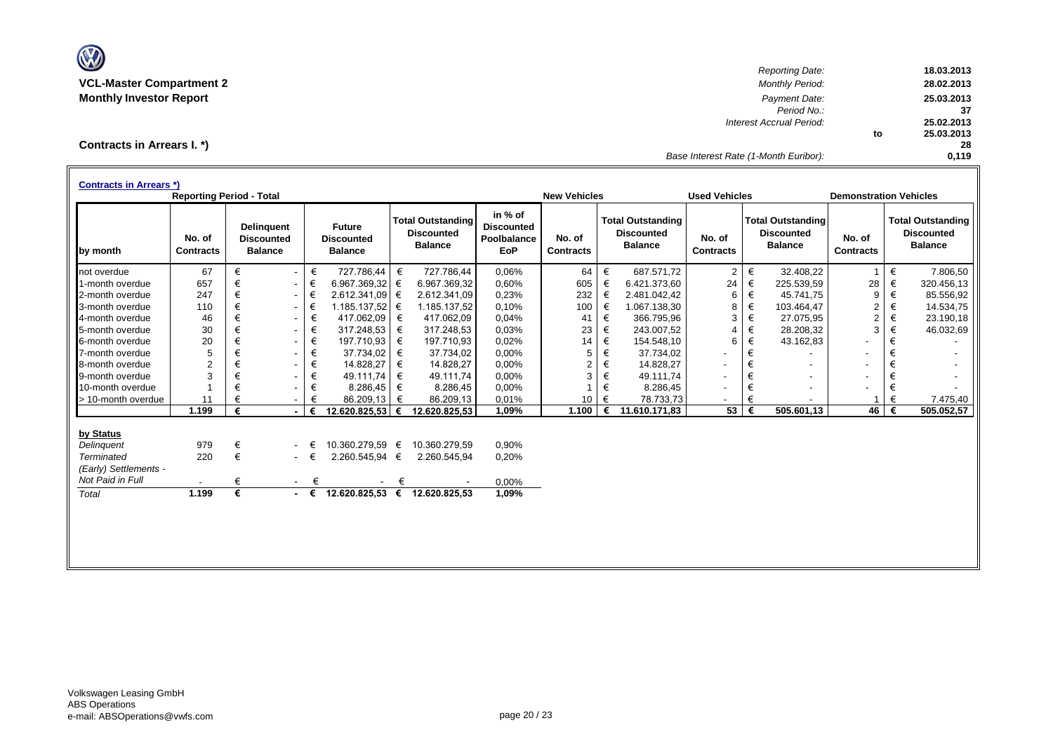**VCL-Master Compartment 2**
**Monthly Investor Report**

| | | |
|---|---|---|
| *Reporting Date:* | | 18.03.2013 |
| *Monthly Period:* | | 28.02.2013 |
| *Payment Date:* | | 25.03.2013 |
| *Period No.:* | | 37 |
| *Interest Accrual Period:* | | 25.02.2013 |
| | to | 25.03.2013 |
| | | 28 |
| *Base Interest Rate (1-Month Euribor):* | | 0,119 |

**Contracts in Arrears I. *)**

**Contracts in Arrears *)**

| | Reporting Period - Total | | | | | New Vehicles | | Used Vehicles | | Demonstration Vehicles | |
|---|---|---|---|---|---|---|---|---|---|---|---|
| by month | No. of Contracts | Delinquent Discounted Balance | Future Discounted Balance | Total Outstanding Discounted Balance | in % of Discounted Poolbalance EoP | No. of Contracts | Total Outstanding Discounted Balance | No. of Contracts | Total Outstanding Discounted Balance | No. of Contracts | Total Outstanding Discounted Balance |
| not overdue | 67 | € - | € 727.786,44 | € 727.786,44 | 0,06% | 64 | € 687.571,72 | 2 | € 32.408,22 | 1 | € 7.806,50 |
| 1-month overdue | 657 | € - | € 6.967.369,32 | € 6.967.369,32 | 0,60% | 605 | € 6.421.373,60 | 24 | € 225.539,59 | 28 | € 320.456,13 |
| 2-month overdue | 247 | € - | € 2.612.341,09 | € 2.612.341,09 | 0,23% | 232 | € 2.481.042,42 | 6 | € 45.741,75 | 9 | € 85.556,92 |
| 3-month overdue | 110 | € - | € 1.185.137,52 | € 1.185.137,52 | 0,10% | 100 | € 1.067.138,30 | 8 | € 103.464,47 | 2 | € 14.534,75 |
| 4-month overdue | 46 | € - | € 417.062,09 | € 417.062,09 | 0,04% | 41 | € 366.795,96 | 3 | € 27.075,95 | 2 | € 23.190,18 |
| 5-month overdue | 30 | € - | € 317.248,53 | € 317.248,53 | 0,03% | 23 | € 243.007,52 | 4 | € 28.208,32 | 3 | € 46.032,69 |
| 6-month overdue | 20 | € - | € 197.710,93 | € 197.710,93 | 0,02% | 14 | € 154.548,10 | 6 | € 43.162,83 | - | € - |
| 7-month overdue | 5 | € - | € 37.734,02 | € 37.734,02 | 0,00% | 5 | € 37.734,02 | - | € - | - | € - |
| 8-month overdue | 2 | € - | € 14.828,27 | € 14.828,27 | 0,00% | 2 | € 14.828,27 | - | € - | - | € - |
| 9-month overdue | 3 | € - | € 49.111,74 | € 49.111,74 | 0,00% | 3 | € 49.111,74 | - | € - | - | € - |
| 10-month overdue | 1 | € - | € 8.286,45 | € 8.286,45 | 0,00% | 1 | € 8.286,45 | - | € - | - | € - |
| > 10-month overdue | 11 | € - | € 86.209,13 | € 86.209,13 | 0,01% | 10 | € 78.733,73 | - | € - | 1 | € 7.475,40 |
| | **1.199** | **€ -** | **€ 12.620.825,53** | **€ 12.620.825,53** | **1,09%** | **1.100** | **€ 11.610.171,83** | **53** | **€ 505.601,13** | **46** | **€ 505.052,57** |

| by Status | No. of Contracts | Delinquent Discounted Balance | Future Discounted Balance | Total Outstanding Discounted Balance | in % of Discounted Poolbalance EoP |
|---|---|---|---|---|---|
| *Delinquent* | 979 | € - | € 10.360.279,59 | € 10.360.279,59 | 0,90% |
| *Terminated* | 220 | € - | € 2.260.545,94 | € 2.260.545,94 | 0,20% |
| *(Early) Settlements - Not Paid in Full* | - | € - | € - | € - | 0,00% |
| *Total* | **1.199** | **€ -** | **€ 12.620.825,53** | **€ 12.620.825,53** | **1,09%** |

Volkswagen Leasing GmbH
ABS Operations
e-mail: ABSOperations@vwfs.com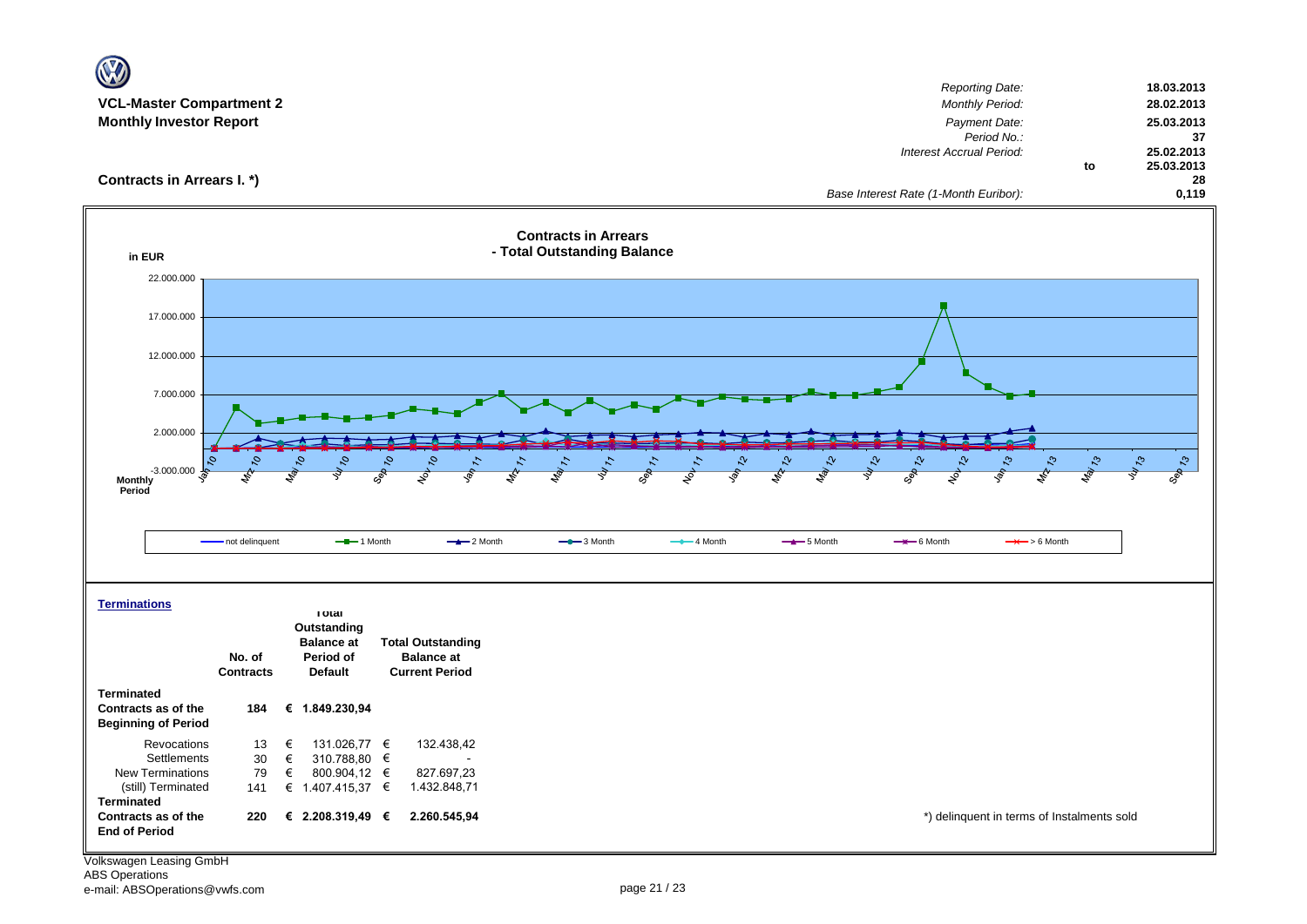**VCL-Master Compartment 2**
**Monthly Investor Report**

| | | |
|---|---|---|
| *Reporting Date:* | | **18.03.2013** |
| *Monthly Period:* | | **28.02.2013** |
| *Payment Date:* | | **25.03.2013** |
| *Period No.:* | | **37** |
| *Interest Accrual Period:* | | **25.02.2013** |
| | **to** | **25.03.2013** |
| | | **28** |
| *Base Interest Rate (1-Month Euribor):* | | **0,119** |

## Contracts in Arrears I. *)

**Contracts in Arrears - Total Outstanding Balance**

in EUR

Legend: not delinquent, 1 Month, 2 Month, 3 Month, 4 Month, 5 Month, 6 Month, > 6 Month

### Terminations

| | No. of Contracts | Total Outstanding Balance at Period of Default | Total Outstanding Balance at Current Period |
|---|---|---|---|
| **Terminated Contracts as of the Beginning of Period** | **184** | **€ 1.849.230,94** | |
| Revocations | 13 | € 131.026,77 | € 132.438,42 |
| Settlements | 30 | € 310.788,80 | € - |
| New Terminations | 79 | € 800.904,12 | € 827.697,23 |
| (still) Terminated | 141 | € 1.407.415,37 | € 1.432.848,71 |
| **Terminated Contracts as of the End of Period** | **220** | **€ 2.208.319,49** | **€ 2.260.545,94** |

*) delinquent in terms of Instalments sold

Volkswagen Leasing GmbH
ABS Operations
e-mail: ABSOperations@vwfs.com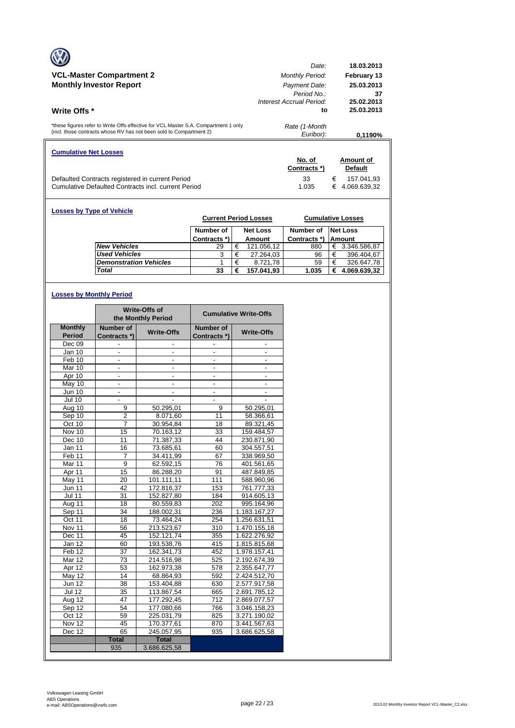## VCL-Master Compartment 2
## Monthly Investor Report

| | |
|---|---|
| *Date:* | **18.03.2013** |
| *Monthly Period:* | **February 13** |
| *Payment Date:* | **25.03.2013** |
| *Period No.:* | **37** |
| *Interest Accrual Period:* | **25.02.2013** |
| **to** | **25.03.2013** |
| *Rate (1-Month Euribor):* | **0,1190%** |

## Write Offs *

*these figures refer to Write Offs effective for VCL Master S.A. Compartment 1 only (incl. those contracts whose RV has not been sold to Compartment 2)

### Cumulative Net Losses

| | No. of Contracts *) | Amount of Default |
|---|---|---|
| Defaulted Contracts registered in current Period | 33 | € 157.041,93 |
| Cumulative Defaulted Contracts incl. current Period | 1.035 | € 4.069.639,32 |

### Losses by Type of Vehicle

| | Current Period Losses | | Cumulative Losses | |
|---|---|---|---|---|
| | Number of Contracts *) | Net Loss Amount | Number of Contracts *) | Net Loss Amount |
| ***New Vehicles*** | 29 | € 121.056,12 | 880 | € 3.346.586,87 |
| ***Used Vehicles*** | 3 | € 27.264,03 | 96 | € 396.404,67 |
| ***Demonstration Vehicles*** | 1 | € 8.721,78 | 59 | € 326.647,78 |
| ***Total*** | **33** | **€ 157.041,93** | **1.035** | **€ 4.069.639,32** |

### Losses by Monthly Period

| | Write-Offs of the Monthly Period | | Cumulative Write-Offs | |
|---|---|---|---|---|
| **Monthly Period** | **Number of Contracts *)** | **Write-Offs** | **Number of Contracts *)** | **Write-Offs** |
| Dec 09 | - | - | - | - |
| Jan 10 | - | - | - | - |
| Feb 10 | - | - | - | - |
| Mar 10 | - | - | - | - |
| Apr 10 | - | - | - | - |
| May 10 | - | - | - | - |
| Jun 10 | - | - | - | - |
| Jul 10 | - | - | - | - |
| Aug 10 | 9 | 50.295,01 | 9 | 50.295,01 |
| Sep 10 | 2 | 8.071,60 | 11 | 58.366,61 |
| Oct 10 | 7 | 30.954,84 | 18 | 89.321,45 |
| Nov 10 | 15 | 70.163,12 | 33 | 159.484,57 |
| Dec 10 | 11 | 71.387,33 | 44 | 230.871,90 |
| Jan 11 | 16 | 73.685,61 | 60 | 304.557,51 |
| Feb 11 | 7 | 34.411,99 | 67 | 338.969,50 |
| Mar 11 | 9 | 62.592,15 | 76 | 401.561,65 |
| Apr 11 | 15 | 86.288,20 | 91 | 487.849,85 |
| May 11 | 20 | 101.111,11 | 111 | 588.960,96 |
| Jun 11 | 42 | 172.816,37 | 153 | 761.777,33 |
| Jul 11 | 31 | 152.827,80 | 184 | 914.605,13 |
| Aug 11 | 18 | 80.559,83 | 202 | 995.164,96 |
| Sep 11 | 34 | 188.002,31 | 236 | 1.183.167,27 |
| Oct 11 | 18 | 73.464,24 | 254 | 1.256.631,51 |
| Nov 11 | 56 | 213.523,67 | 310 | 1.470.155,18 |
| Dec 11 | 45 | 152.121,74 | 355 | 1.622.276,92 |
| Jan 12 | 60 | 193.538,76 | 415 | 1.815.815,68 |
| Feb 12 | 37 | 162.341,73 | 452 | 1.978.157,41 |
| Mar 12 | 73 | 214.516,98 | 525 | 2.192.674,39 |
| Apr 12 | 53 | 162.973,38 | 578 | 2.355.647,77 |
| May 12 | 14 | 68.864,93 | 592 | 2.424.512,70 |
| Jun 12 | 38 | 153.404,88 | 630 | 2.577.917,58 |
| Jul 12 | 35 | 113.867,54 | 665 | 2.691.785,12 |
| Aug 12 | 47 | 177.292,45 | 712 | 2.869.077,57 |
| Sep 12 | 54 | 177.080,66 | 766 | 3.046.158,23 |
| Oct 12 | 59 | 225.031,79 | 825 | 3.271.190,02 |
| Nov 12 | 45 | 170.377,61 | 870 | 3.441.567,63 |
| Dec 12 | 65 | 245.057,95 | 935 | 3.686.625,58 |
| | **Total** | **Total** | | |
| | 935 | 3.686.625,58 | | |

Volkswagen Leasing GmbH
ABS Operations
e-mail: ABSOperations@vwfs.com

2013.02 Monthly Investor Report VCL-Master_C2.xlsx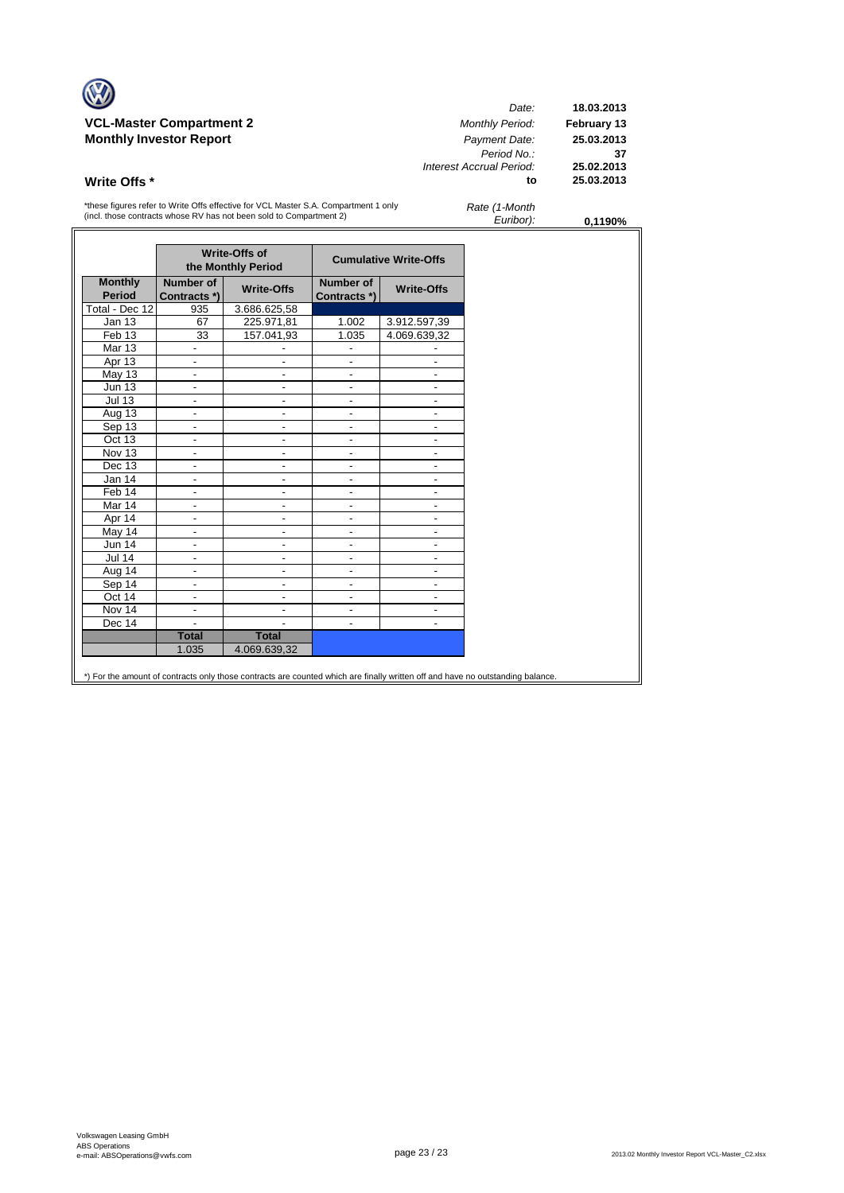**VCL-Master Compartment 2**
**Monthly Investor Report**

| | |
|---|---|
| *Date:* | **18.03.2013** |
| *Monthly Period:* | **February 13** |
| *Payment Date:* | **25.03.2013** |
| *Period No.:* | **37** |
| *Interest Accrual Period:* | **25.02.2013** |
| **to** | **25.03.2013** |
| *Rate (1-Month Euribor):* | **0,1190%** |

## Write Offs *

*these figures refer to Write Offs effective for VCL Master S.A. Compartment 1 only (incl. those contracts whose RV has not been sold to Compartment 2)

| | Write-Offs of the Monthly Period | | Cumulative Write-Offs | |
|---|---|---|---|---|
| **Monthly Period** | **Number of Contracts *)** | **Write-Offs** | **Number of Contracts *)** | **Write-Offs** |
| Total - Dec 12 | 935 | 3.686.625,58 | | |
| Jan 13 | 67 | 225.971,81 | 1.002 | 3.912.597,39 |
| Feb 13 | 33 | 157.041,93 | 1.035 | 4.069.639,32 |
| Mar 13 | - | - | - | - |
| Apr 13 | - | - | - | - |
| May 13 | - | - | - | - |
| Jun 13 | - | - | - | - |
| Jul 13 | - | - | - | - |
| Aug 13 | - | - | - | - |
| Sep 13 | - | - | - | - |
| Oct 13 | - | - | - | - |
| Nov 13 | - | - | - | - |
| Dec 13 | - | - | - | - |
| Jan 14 | - | - | - | - |
| Feb 14 | - | - | - | - |
| Mar 14 | - | - | - | - |
| Apr 14 | - | - | - | - |
| May 14 | - | - | - | - |
| Jun 14 | - | - | - | - |
| Jul 14 | - | - | - | - |
| Aug 14 | - | - | - | - |
| Sep 14 | - | - | - | - |
| Oct 14 | - | - | - | - |
| Nov 14 | - | - | - | - |
| Dec 14 | - | - | - | - |
| | **Total** | **Total** | | |
| | 1.035 | 4.069.639,32 | | |

*) For the amount of contracts only those contracts are counted which are finally written off and have no outstanding balance.

Volkswagen Leasing GmbH
ABS Operations
e-mail: ABSOperations@vwfs.com

2013.02 Monthly Investor Report VCL-Master_C2.xlsx